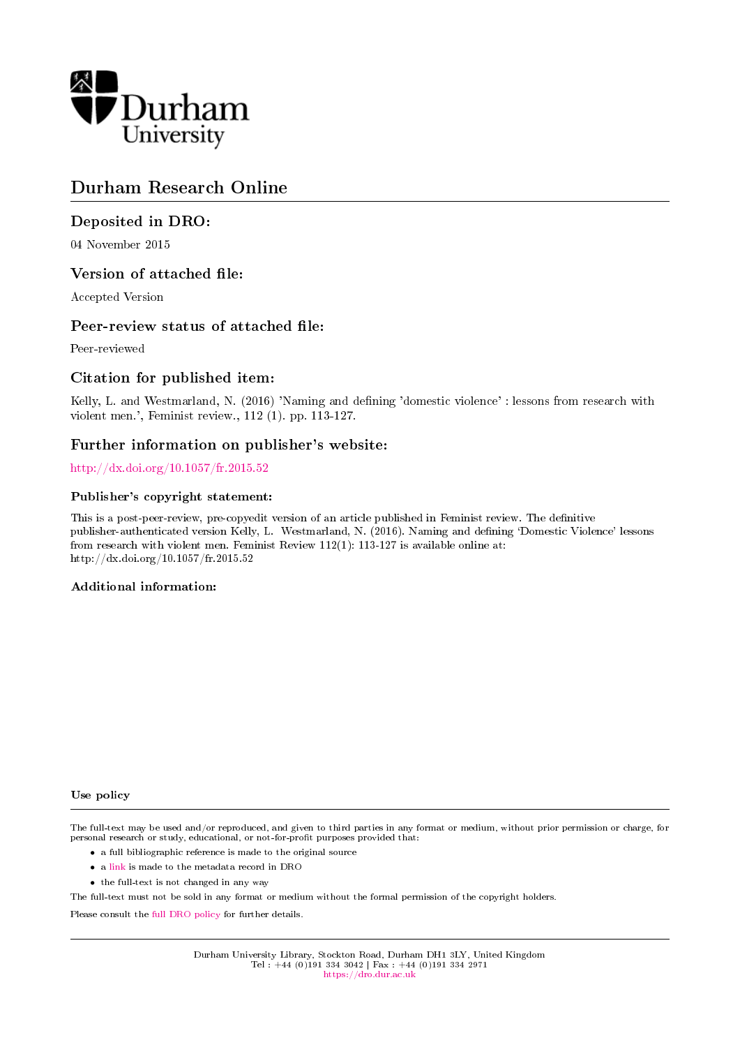Durham University

# Durham Research Online

## Deposited in DRO:

04 November 2015

## Version of attached file:

Accepted Version

## Peer-review status of attached file:

Peer-reviewed

## Citation for published item:

Kelly, L. and Westmarland, N. (2016) 'Naming and defining 'domestic violence' : lessons from research with violent men.', Feminist review., 112 (1). pp. 113-127.

## Further information on publisher's website:

http://dx.doi.org/10.1057/fr.2015.52

### Publisher's copyright statement:

This is a post-peer-review, pre-copyedit version of an article published in Feminist review. The definitive publisher-authenticated version Kelly, L. Westmarland, N. (2016). Naming and defining 'Domestic Violence' lessons from research with violent men. Feminist Review 112(1): 113-127 is available online at: http://dx.doi.org/10.1057/fr.2015.52

### Additional information:

### Use policy

The full-text may be used and/or reproduced, and given to third parties in any format or medium, without prior permission or charge, for personal research or study, educational, or not-for-profit purposes provided that:

- a full bibliographic reference is made to the original source
- a link is made to the metadata record in DRO
- the full-text is not changed in any way

The full-text must not be sold in any format or medium without the formal permission of the copyright holders.

Please consult the full DRO policy for further details.

Durham University Library, Stockton Road, Durham DH1 3LY, United Kingdom
Tel : +44 (0)191 334 3042 | Fax : +44 (0)191 334 2971
https://dro.dur.ac.uk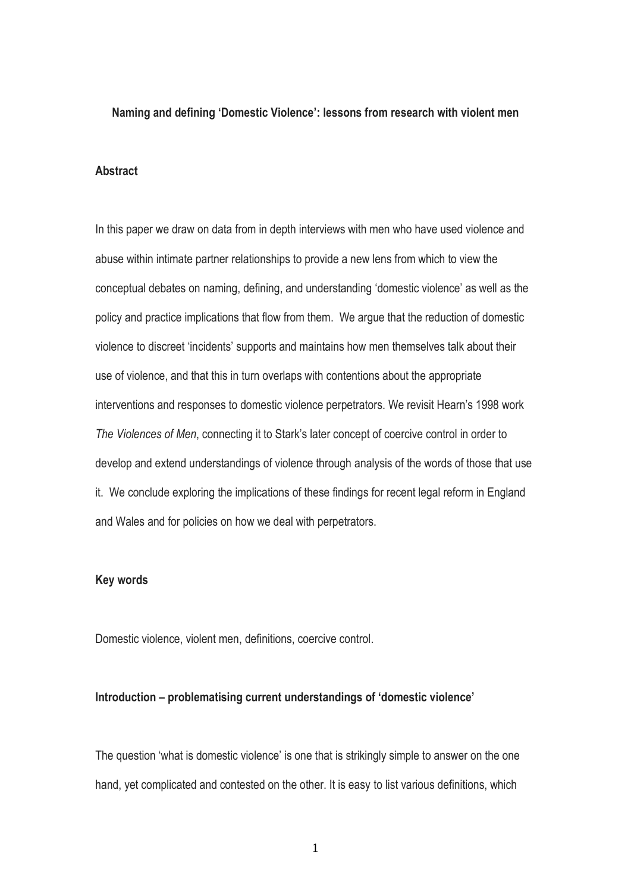**Naming and defining 'Domestic Violence': lessons from research with violent men**

**Abstract**

In this paper we draw on data from in depth interviews with men who have used violence and abuse within intimate partner relationships to provide a new lens from which to view the conceptual debates on naming, defining, and understanding 'domestic violence' as well as the policy and practice implications that flow from them. We argue that the reduction of domestic violence to discreet 'incidents' supports and maintains how men themselves talk about their use of violence, and that this in turn overlaps with contentions about the appropriate interventions and responses to domestic violence perpetrators. We revisit Hearn's 1998 work *The Violences of Men*, connecting it to Stark's later concept of coercive control in order to develop and extend understandings of violence through analysis of the words of those that use it. We conclude exploring the implications of these findings for recent legal reform in England and Wales and for policies on how we deal with perpetrators.

**Key words**

Domestic violence, violent men, definitions, coercive control.

**Introduction – problematising current understandings of 'domestic violence'**

The question 'what is domestic violence' is one that is strikingly simple to answer on the one hand, yet complicated and contested on the other. It is easy to list various definitions, which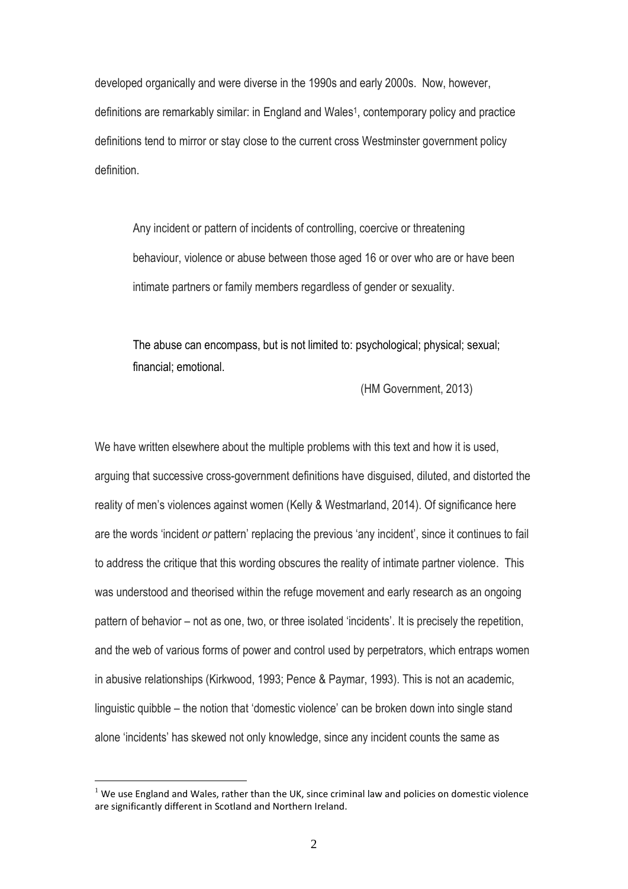developed organically and were diverse in the 1990s and early 2000s. Now, however, definitions are remarkably similar: in England and Wales[1], contemporary policy and practice definitions tend to mirror or stay close to the current cross Westminster government policy definition.

> Any incident or pattern of incidents of controlling, coercive or threatening behaviour, violence or abuse between those aged 16 or over who are or have been intimate partners or family members regardless of gender or sexuality.
>
> The abuse can encompass, but is not limited to: psychological; physical; sexual; financial; emotional.
>
> (HM Government, 2013)

We have written elsewhere about the multiple problems with this text and how it is used, arguing that successive cross-government definitions have disguised, diluted, and distorted the reality of men's violences against women (Kelly & Westmarland, 2014). Of significance here are the words 'incident *or* pattern' replacing the previous 'any incident', since it continues to fail to address the critique that this wording obscures the reality of intimate partner violence. This was understood and theorised within the refuge movement and early research as an ongoing pattern of behavior – not as one, two, or three isolated 'incidents'. It is precisely the repetition, and the web of various forms of power and control used by perpetrators, which entraps women in abusive relationships (Kirkwood, 1993; Pence & Paymar, 1993). This is not an academic, linguistic quibble – the notion that 'domestic violence' can be broken down into single stand alone 'incidents' has skewed not only knowledge, since any incident counts the same as

[1] We use England and Wales, rather than the UK, since criminal law and policies on domestic violence are significantly different in Scotland and Northern Ireland.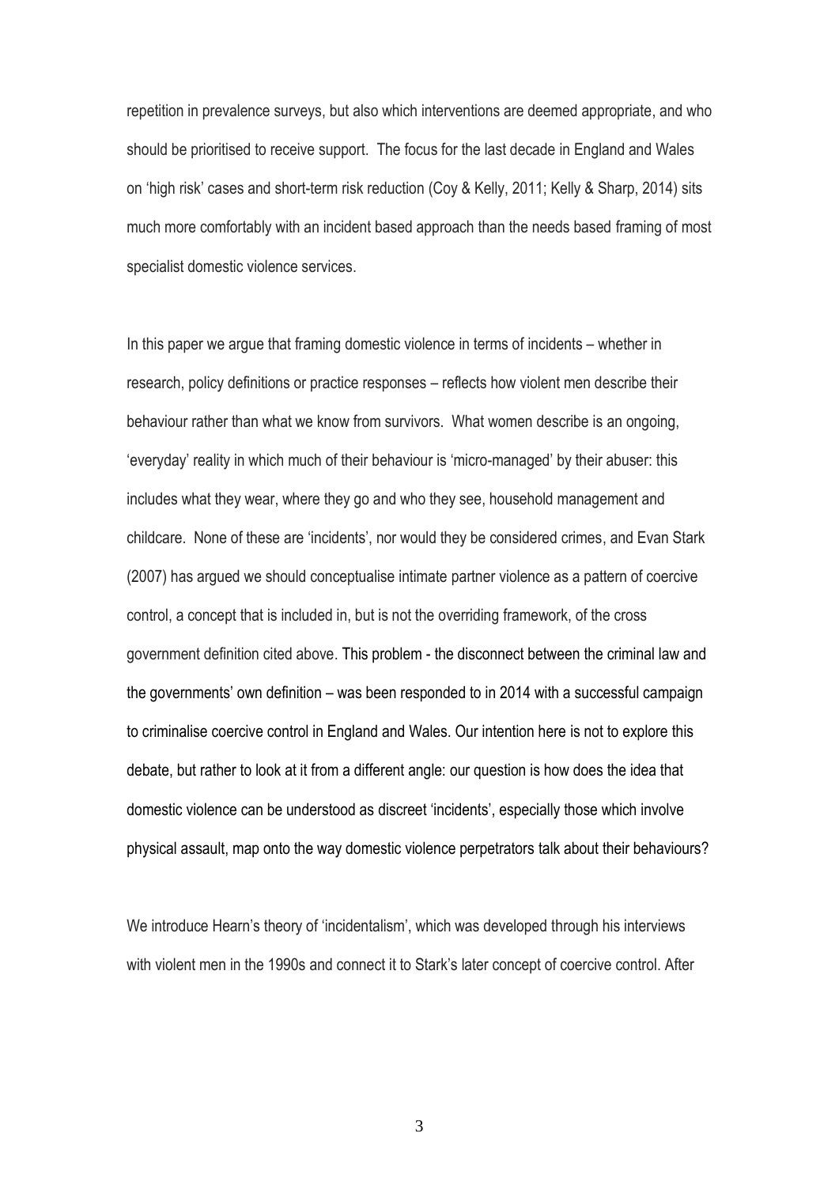repetition in prevalence surveys, but also which interventions are deemed appropriate, and who should be prioritised to receive support. The focus for the last decade in England and Wales on 'high risk' cases and short-term risk reduction (Coy & Kelly, 2011; Kelly & Sharp, 2014) sits much more comfortably with an incident based approach than the needs based framing of most specialist domestic violence services.

In this paper we argue that framing domestic violence in terms of incidents – whether in research, policy definitions or practice responses – reflects how violent men describe their behaviour rather than what we know from survivors. What women describe is an ongoing, 'everyday' reality in which much of their behaviour is 'micro-managed' by their abuser: this includes what they wear, where they go and who they see, household management and childcare. None of these are 'incidents', nor would they be considered crimes, and Evan Stark (2007) has argued we should conceptualise intimate partner violence as a pattern of coercive control, a concept that is included in, but is not the overriding framework, of the cross government definition cited above. This problem - the disconnect between the criminal law and the governments' own definition – was been responded to in 2014 with a successful campaign to criminalise coercive control in England and Wales. Our intention here is not to explore this debate, but rather to look at it from a different angle: our question is how does the idea that domestic violence can be understood as discreet 'incidents', especially those which involve physical assault, map onto the way domestic violence perpetrators talk about their behaviours?

We introduce Hearn's theory of 'incidentalism', which was developed through his interviews with violent men in the 1990s and connect it to Stark's later concept of coercive control. After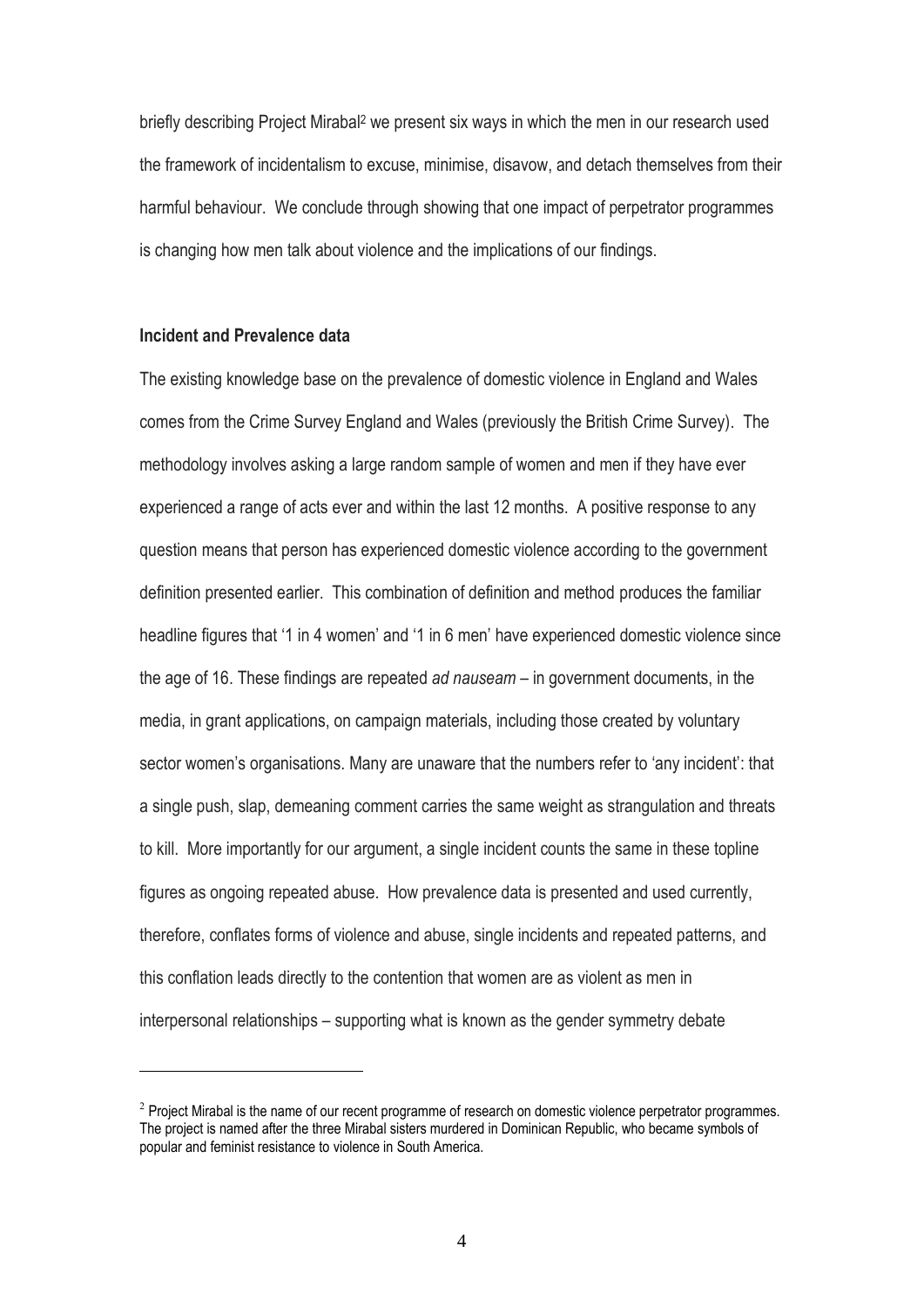briefly describing Project Mirabal[2] we present six ways in which the men in our research used the framework of incidentalism to excuse, minimise, disavow, and detach themselves from their harmful behaviour. We conclude through showing that one impact of perpetrator programmes is changing how men talk about violence and the implications of our findings.

**Incident and Prevalence data**

The existing knowledge base on the prevalence of domestic violence in England and Wales comes from the Crime Survey England and Wales (previously the British Crime Survey). The methodology involves asking a large random sample of women and men if they have ever experienced a range of acts ever and within the last 12 months. A positive response to any question means that person has experienced domestic violence according to the government definition presented earlier. This combination of definition and method produces the familiar headline figures that '1 in 4 women' and '1 in 6 men' have experienced domestic violence since the age of 16. These findings are repeated *ad nauseam* – in government documents, in the media, in grant applications, on campaign materials, including those created by voluntary sector women's organisations. Many are unaware that the numbers refer to 'any incident': that a single push, slap, demeaning comment carries the same weight as strangulation and threats to kill. More importantly for our argument, a single incident counts the same in these topline figures as ongoing repeated abuse. How prevalence data is presented and used currently, therefore, conflates forms of violence and abuse, single incidents and repeated patterns, and this conflation leads directly to the contention that women are as violent as men in interpersonal relationships – supporting what is known as the gender symmetry debate

[2] Project Mirabal is the name of our recent programme of research on domestic violence perpetrator programmes. The project is named after the three Mirabal sisters murdered in Dominican Republic, who became symbols of popular and feminist resistance to violence in South America.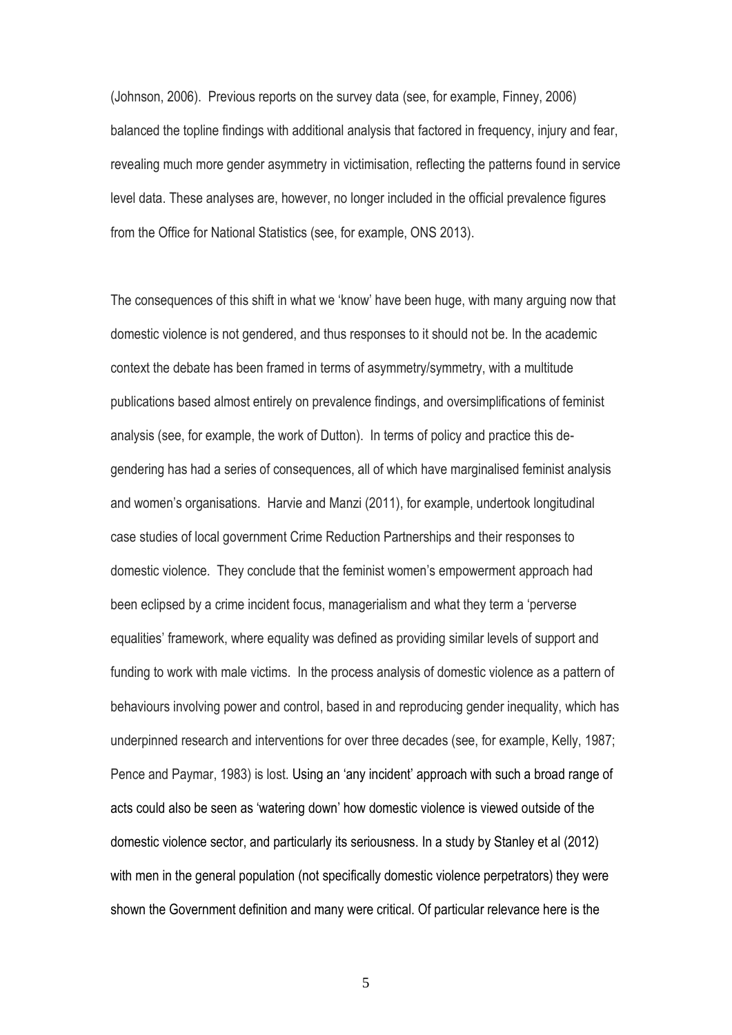(Johnson, 2006). Previous reports on the survey data (see, for example, Finney, 2006) balanced the topline findings with additional analysis that factored in frequency, injury and fear, revealing much more gender asymmetry in victimisation, reflecting the patterns found in service level data. These analyses are, however, no longer included in the official prevalence figures from the Office for National Statistics (see, for example, ONS 2013).

The consequences of this shift in what we 'know' have been huge, with many arguing now that domestic violence is not gendered, and thus responses to it should not be. In the academic context the debate has been framed in terms of asymmetry/symmetry, with a multitude publications based almost entirely on prevalence findings, and oversimplifications of feminist analysis (see, for example, the work of Dutton). In terms of policy and practice this de-gendering has had a series of consequences, all of which have marginalised feminist analysis and women's organisations. Harvie and Manzi (2011), for example, undertook longitudinal case studies of local government Crime Reduction Partnerships and their responses to domestic violence. They conclude that the feminist women's empowerment approach had been eclipsed by a crime incident focus, managerialism and what they term a 'perverse equalities' framework, where equality was defined as providing similar levels of support and funding to work with male victims. In the process analysis of domestic violence as a pattern of behaviours involving power and control, based in and reproducing gender inequality, which has underpinned research and interventions for over three decades (see, for example, Kelly, 1987; Pence and Paymar, 1983) is lost. Using an 'any incident' approach with such a broad range of acts could also be seen as 'watering down' how domestic violence is viewed outside of the domestic violence sector, and particularly its seriousness. In a study by Stanley et al (2012) with men in the general population (not specifically domestic violence perpetrators) they were shown the Government definition and many were critical. Of particular relevance here is the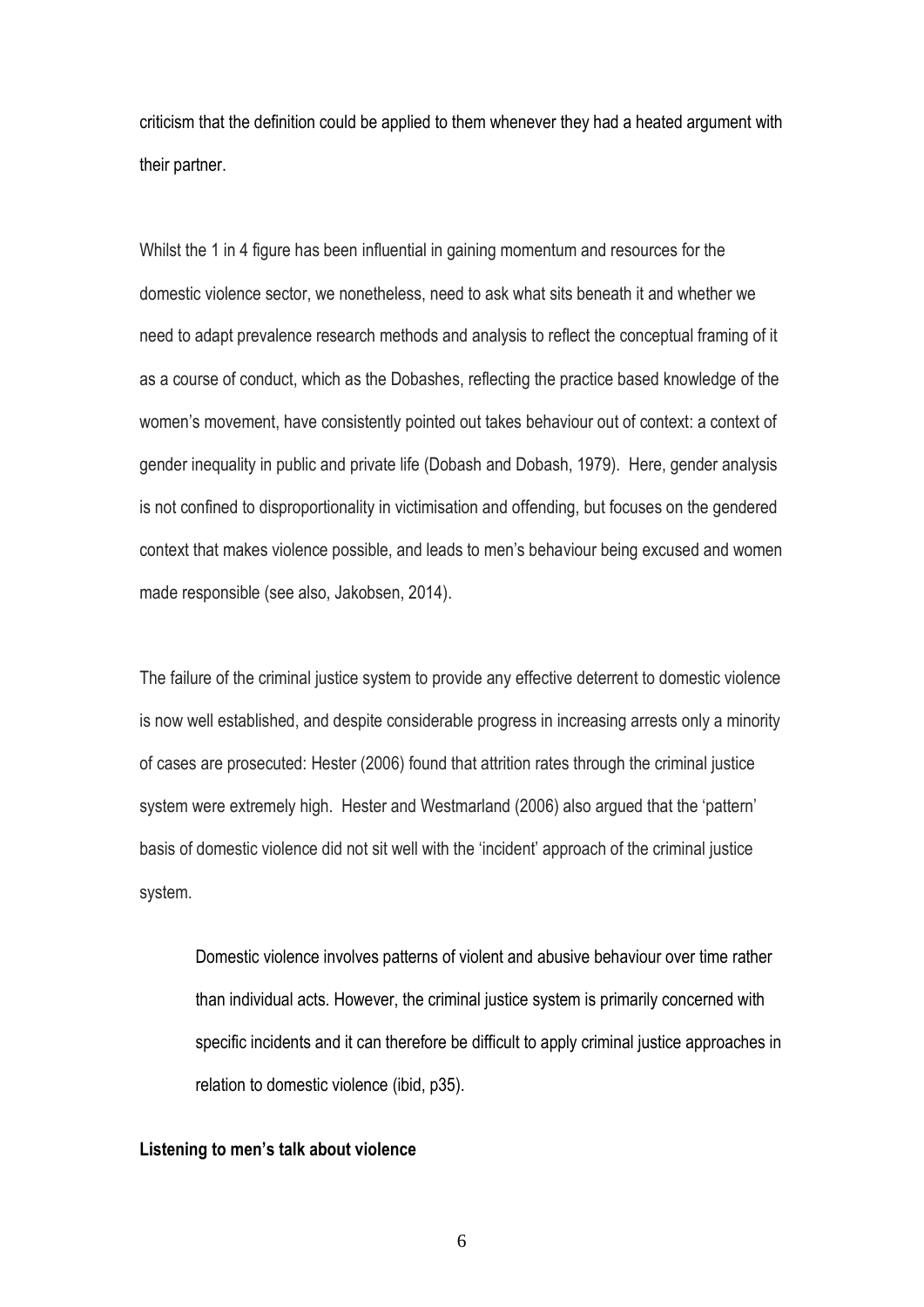criticism that the definition could be applied to them whenever they had a heated argument with their partner.

Whilst the 1 in 4 figure has been influential in gaining momentum and resources for the domestic violence sector, we nonetheless, need to ask what sits beneath it and whether we need to adapt prevalence research methods and analysis to reflect the conceptual framing of it as a course of conduct, which as the Dobashes, reflecting the practice based knowledge of the women's movement, have consistently pointed out takes behaviour out of context: a context of gender inequality in public and private life (Dobash and Dobash, 1979). Here, gender analysis is not confined to disproportionality in victimisation and offending, but focuses on the gendered context that makes violence possible, and leads to men's behaviour being excused and women made responsible (see also, Jakobsen, 2014).

The failure of the criminal justice system to provide any effective deterrent to domestic violence is now well established, and despite considerable progress in increasing arrests only a minority of cases are prosecuted: Hester (2006) found that attrition rates through the criminal justice system were extremely high. Hester and Westmarland (2006) also argued that the 'pattern' basis of domestic violence did not sit well with the 'incident' approach of the criminal justice system.

> Domestic violence involves patterns of violent and abusive behaviour over time rather than individual acts. However, the criminal justice system is primarily concerned with specific incidents and it can therefore be difficult to apply criminal justice approaches in relation to domestic violence (ibid, p35).

**Listening to men's talk about violence**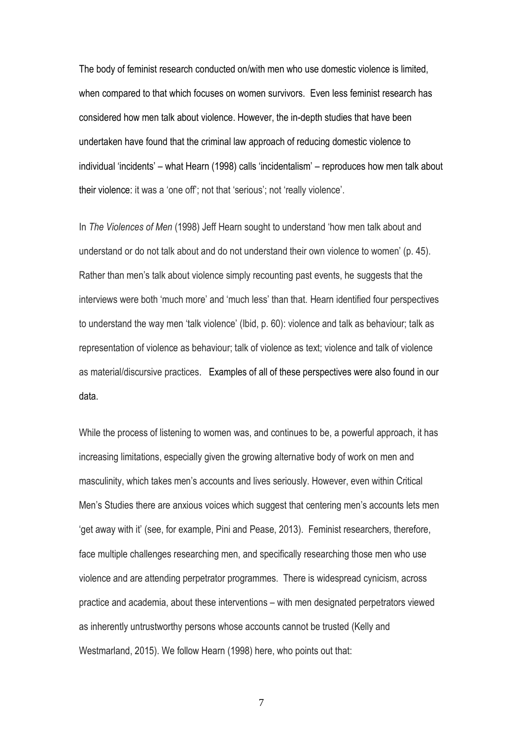The body of feminist research conducted on/with men who use domestic violence is limited, when compared to that which focuses on women survivors. Even less feminist research has considered how men talk about violence. However, the in-depth studies that have been undertaken have found that the criminal law approach of reducing domestic violence to individual 'incidents' – what Hearn (1998) calls 'incidentalism' – reproduces how men talk about their violence: it was a 'one off'; not that 'serious'; not 'really violence'.

In *The Violences of Men* (1998) Jeff Hearn sought to understand 'how men talk about and understand or do not talk about and do not understand their own violence to women' (p. 45). Rather than men's talk about violence simply recounting past events, he suggests that the interviews were both 'much more' and 'much less' than that. Hearn identified four perspectives to understand the way men 'talk violence' (Ibid, p. 60): violence and talk as behaviour; talk as representation of violence as behaviour; talk of violence as text; violence and talk of violence as material/discursive practices. Examples of all of these perspectives were also found in our data.

While the process of listening to women was, and continues to be, a powerful approach, it has increasing limitations, especially given the growing alternative body of work on men and masculinity, which takes men's accounts and lives seriously. However, even within Critical Men's Studies there are anxious voices which suggest that centering men's accounts lets men 'get away with it' (see, for example, Pini and Pease, 2013). Feminist researchers, therefore, face multiple challenges researching men, and specifically researching those men who use violence and are attending perpetrator programmes. There is widespread cynicism, across practice and academia, about these interventions – with men designated perpetrators viewed as inherently untrustworthy persons whose accounts cannot be trusted (Kelly and Westmarland, 2015). We follow Hearn (1998) here, who points out that: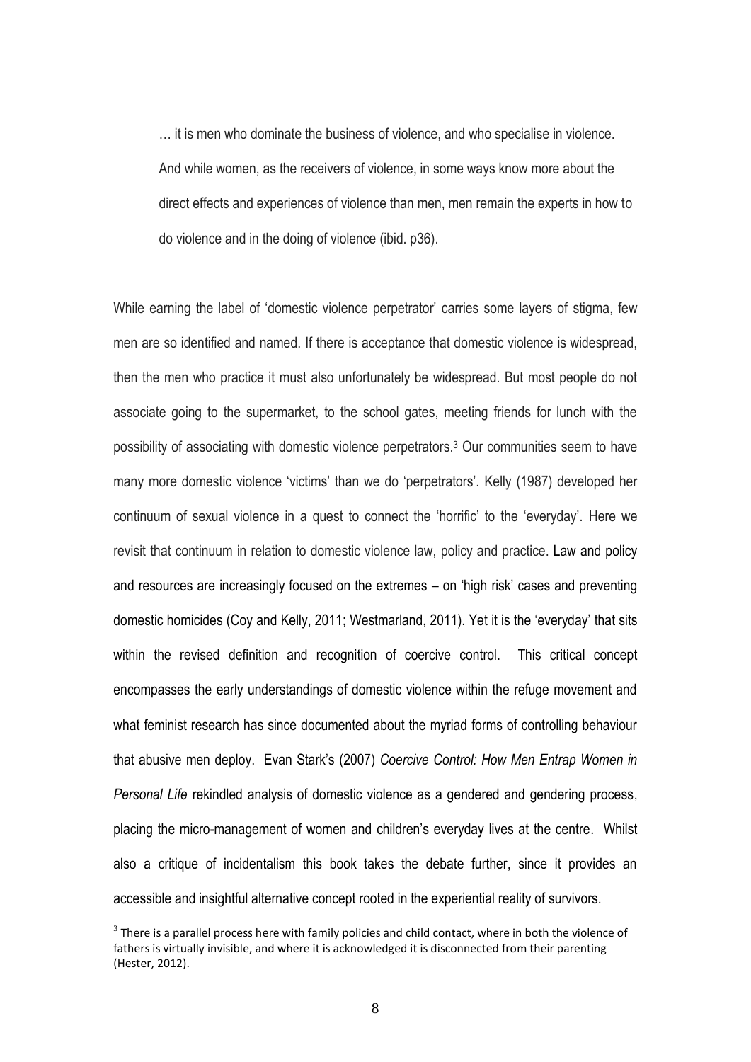> … it is men who dominate the business of violence, and who specialise in violence. And while women, as the receivers of violence, in some ways know more about the direct effects and experiences of violence than men, men remain the experts in how to do violence and in the doing of violence (ibid. p36).

While earning the label of 'domestic violence perpetrator' carries some layers of stigma, few men are so identified and named. If there is acceptance that domestic violence is widespread, then the men who practice it must also unfortunately be widespread. But most people do not associate going to the supermarket, to the school gates, meeting friends for lunch with the possibility of associating with domestic violence perpetrators.[3] Our communities seem to have many more domestic violence 'victims' than we do 'perpetrators'. Kelly (1987) developed her continuum of sexual violence in a quest to connect the 'horrific' to the 'everyday'. Here we revisit that continuum in relation to domestic violence law, policy and practice. Law and policy and resources are increasingly focused on the extremes – on 'high risk' cases and preventing domestic homicides (Coy and Kelly, 2011; Westmarland, 2011). Yet it is the 'everyday' that sits within the revised definition and recognition of coercive control. This critical concept encompasses the early understandings of domestic violence within the refuge movement and what feminist research has since documented about the myriad forms of controlling behaviour that abusive men deploy. Evan Stark's (2007) *Coercive Control: How Men Entrap Women in Personal Life* rekindled analysis of domestic violence as a gendered and gendering process, placing the micro-management of women and children's everyday lives at the centre. Whilst also a critique of incidentalism this book takes the debate further, since it provides an accessible and insightful alternative concept rooted in the experiential reality of survivors.

[3] There is a parallel process here with family policies and child contact, where in both the violence of fathers is virtually invisible, and where it is acknowledged it is disconnected from their parenting (Hester, 2012).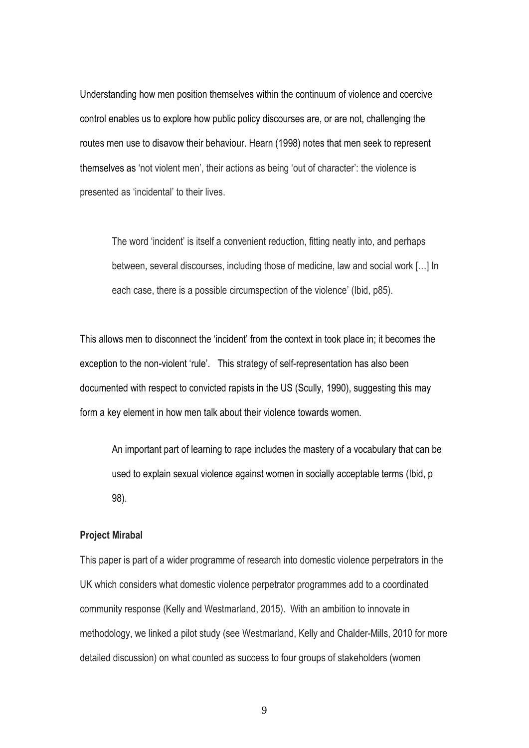Understanding how men position themselves within the continuum of violence and coercive control enables us to explore how public policy discourses are, or are not, challenging the routes men use to disavow their behaviour. Hearn (1998) notes that men seek to represent themselves as 'not violent men', their actions as being 'out of character': the violence is presented as 'incidental' to their lives.

> The word 'incident' is itself a convenient reduction, fitting neatly into, and perhaps between, several discourses, including those of medicine, law and social work […] In each case, there is a possible circumspection of the violence' (Ibid, p85).

This allows men to disconnect the 'incident' from the context in took place in; it becomes the exception to the non-violent 'rule'. This strategy of self-representation has also been documented with respect to convicted rapists in the US (Scully, 1990), suggesting this may form a key element in how men talk about their violence towards women.

> An important part of learning to rape includes the mastery of a vocabulary that can be used to explain sexual violence against women in socially acceptable terms (Ibid, p 98).

**Project Mirabal**

This paper is part of a wider programme of research into domestic violence perpetrators in the UK which considers what domestic violence perpetrator programmes add to a coordinated community response (Kelly and Westmarland, 2015). With an ambition to innovate in methodology, we linked a pilot study (see Westmarland, Kelly and Chalder-Mills, 2010 for more detailed discussion) on what counted as success to four groups of stakeholders (women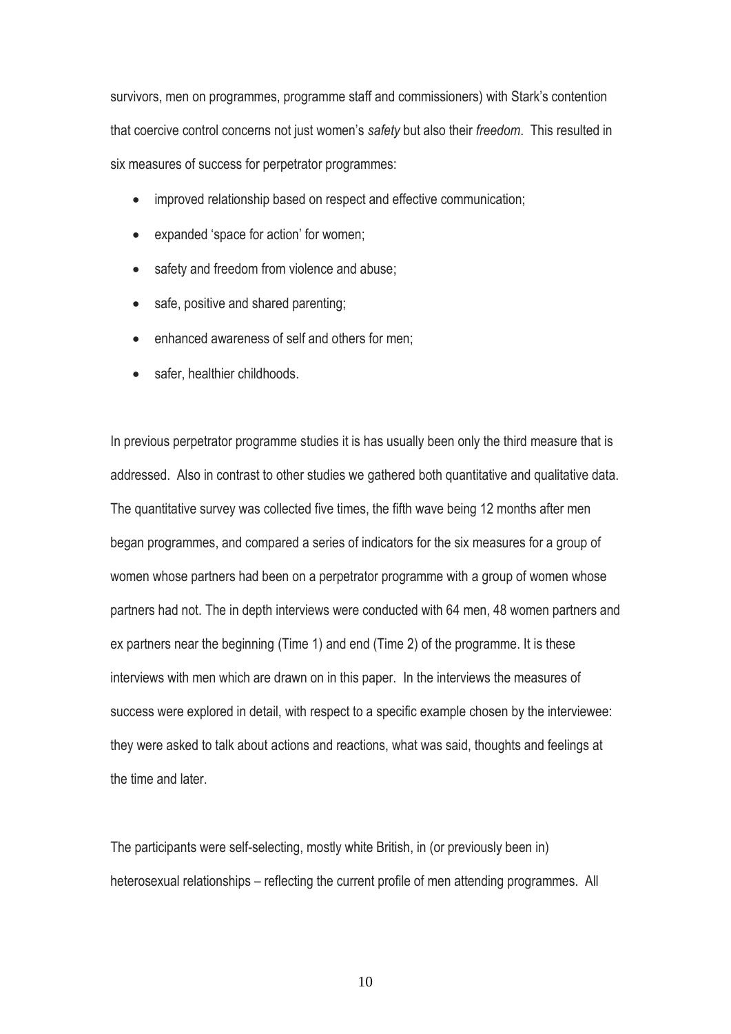survivors, men on programmes, programme staff and commissioners) with Stark's contention that coercive control concerns not just women's *safety* but also their *freedom*. This resulted in six measures of success for perpetrator programmes:

- improved relationship based on respect and effective communication;
- expanded 'space for action' for women;
- safety and freedom from violence and abuse;
- safe, positive and shared parenting;
- enhanced awareness of self and others for men;
- safer, healthier childhoods.

In previous perpetrator programme studies it is has usually been only the third measure that is addressed. Also in contrast to other studies we gathered both quantitative and qualitative data. The quantitative survey was collected five times, the fifth wave being 12 months after men began programmes, and compared a series of indicators for the six measures for a group of women whose partners had been on a perpetrator programme with a group of women whose partners had not. The in depth interviews were conducted with 64 men, 48 women partners and ex partners near the beginning (Time 1) and end (Time 2) of the programme. It is these interviews with men which are drawn on in this paper. In the interviews the measures of success were explored in detail, with respect to a specific example chosen by the interviewee: they were asked to talk about actions and reactions, what was said, thoughts and feelings at the time and later.

The participants were self-selecting, mostly white British, in (or previously been in) heterosexual relationships – reflecting the current profile of men attending programmes. All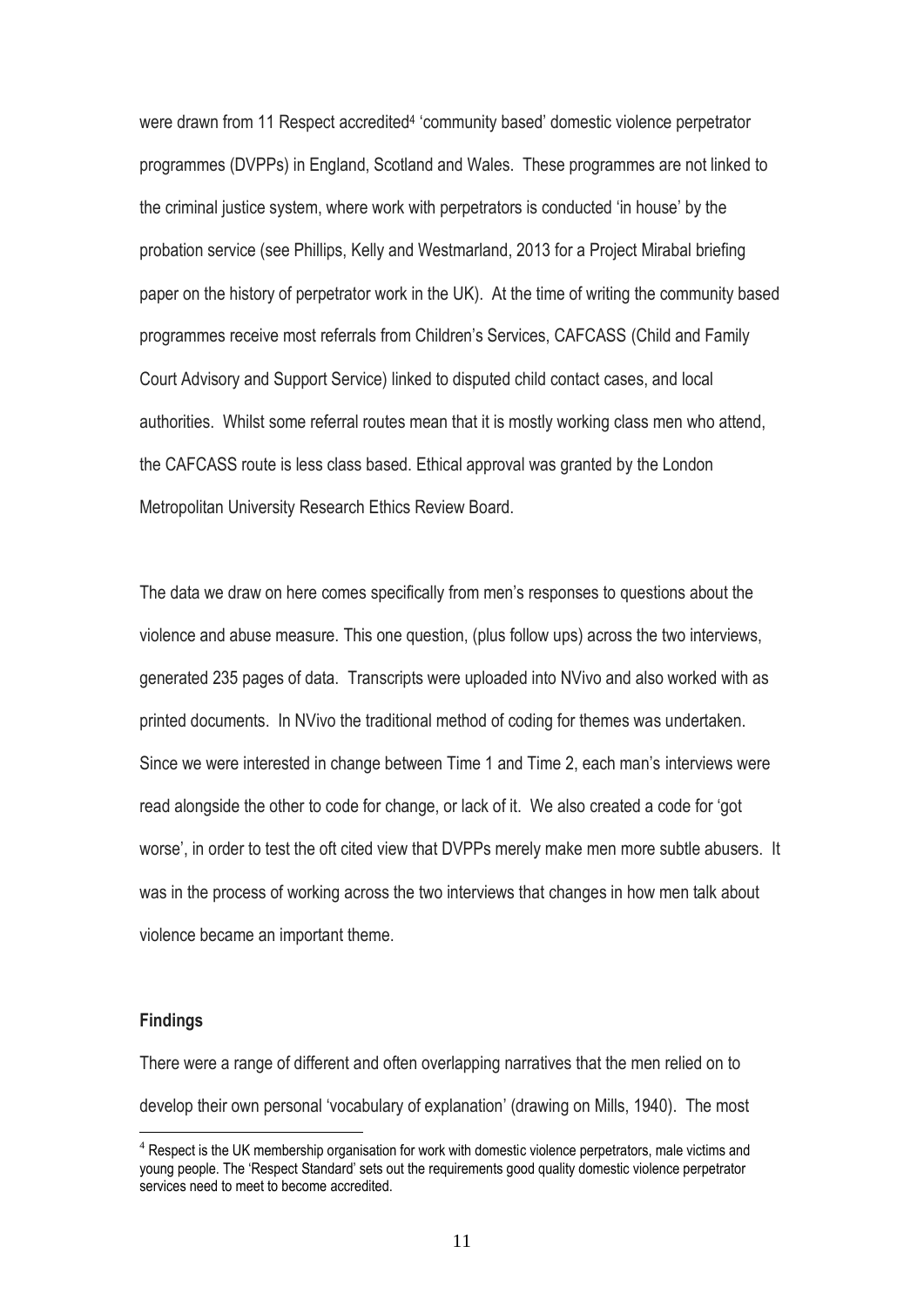were drawn from 11 Respect accredited[4] 'community based' domestic violence perpetrator programmes (DVPPs) in England, Scotland and Wales. These programmes are not linked to the criminal justice system, where work with perpetrators is conducted 'in house' by the probation service (see Phillips, Kelly and Westmarland, 2013 for a Project Mirabal briefing paper on the history of perpetrator work in the UK). At the time of writing the community based programmes receive most referrals from Children's Services, CAFCASS (Child and Family Court Advisory and Support Service) linked to disputed child contact cases, and local authorities. Whilst some referral routes mean that it is mostly working class men who attend, the CAFCASS route is less class based. Ethical approval was granted by the London Metropolitan University Research Ethics Review Board.

The data we draw on here comes specifically from men's responses to questions about the violence and abuse measure. This one question, (plus follow ups) across the two interviews, generated 235 pages of data. Transcripts were uploaded into NVivo and also worked with as printed documents. In NVivo the traditional method of coding for themes was undertaken. Since we were interested in change between Time 1 and Time 2, each man's interviews were read alongside the other to code for change, or lack of it. We also created a code for 'got worse', in order to test the oft cited view that DVPPs merely make men more subtle abusers. It was in the process of working across the two interviews that changes in how men talk about violence became an important theme.

**Findings**

There were a range of different and often overlapping narratives that the men relied on to develop their own personal 'vocabulary of explanation' (drawing on Mills, 1940). The most

[4] Respect is the UK membership organisation for work with domestic violence perpetrators, male victims and young people. The 'Respect Standard' sets out the requirements good quality domestic violence perpetrator services need to meet to become accredited.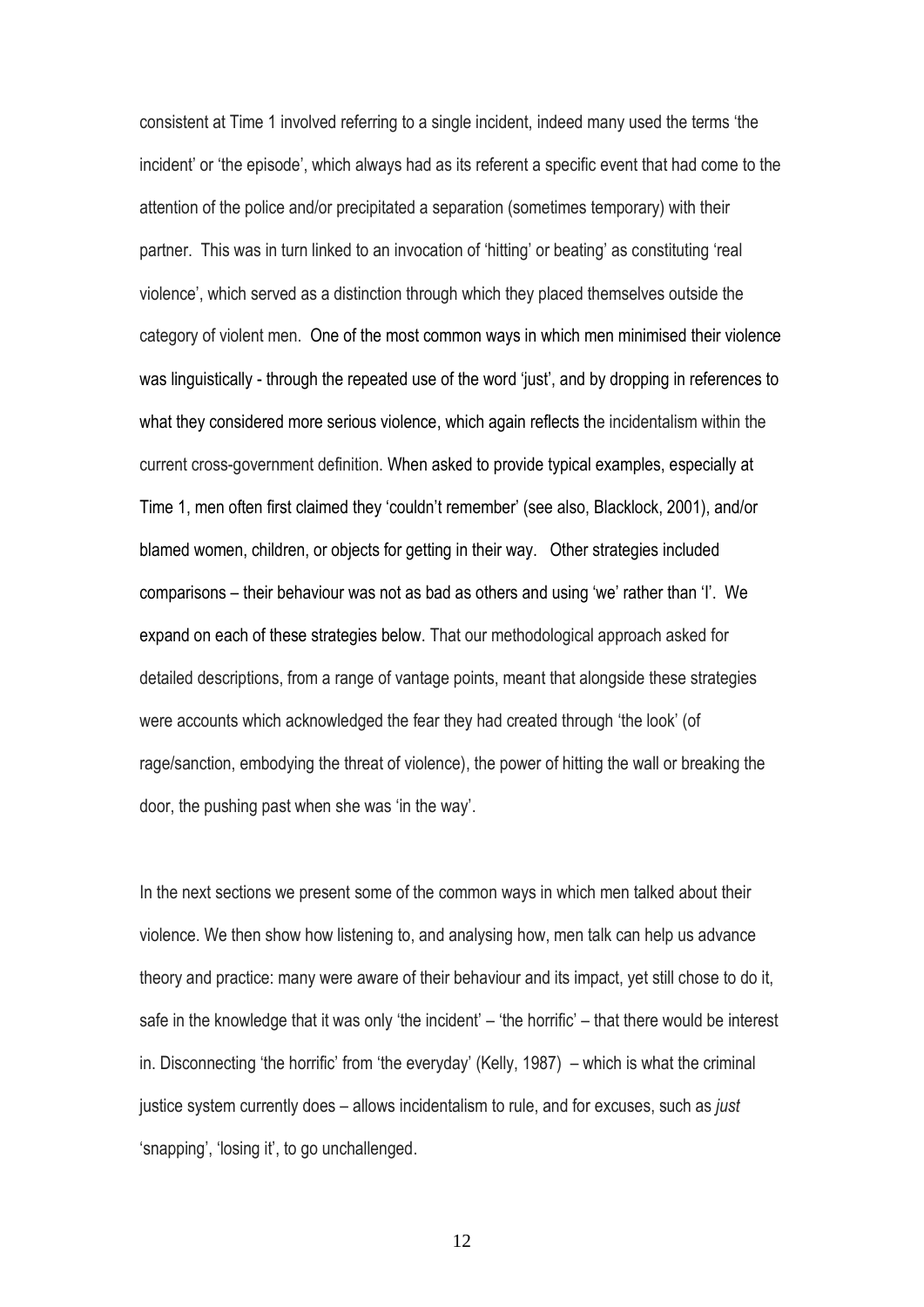consistent at Time 1 involved referring to a single incident, indeed many used the terms 'the incident' or 'the episode', which always had as its referent a specific event that had come to the attention of the police and/or precipitated a separation (sometimes temporary) with their partner. This was in turn linked to an invocation of 'hitting' or beating' as constituting 'real violence', which served as a distinction through which they placed themselves outside the category of violent men. One of the most common ways in which men minimised their violence was linguistically - through the repeated use of the word 'just', and by dropping in references to what they considered more serious violence, which again reflects the incidentalism within the current cross-government definition. When asked to provide typical examples, especially at Time 1, men often first claimed they 'couldn't remember' (see also, Blacklock, 2001), and/or blamed women, children, or objects for getting in their way. Other strategies included comparisons – their behaviour was not as bad as others and using 'we' rather than 'I'. We expand on each of these strategies below. That our methodological approach asked for detailed descriptions, from a range of vantage points, meant that alongside these strategies were accounts which acknowledged the fear they had created through 'the look' (of rage/sanction, embodying the threat of violence), the power of hitting the wall or breaking the door, the pushing past when she was 'in the way'.

In the next sections we present some of the common ways in which men talked about their violence. We then show how listening to, and analysing how, men talk can help us advance theory and practice: many were aware of their behaviour and its impact, yet still chose to do it, safe in the knowledge that it was only 'the incident' – 'the horrific' – that there would be interest in. Disconnecting 'the horrific' from 'the everyday' (Kelly, 1987) – which is what the criminal justice system currently does – allows incidentalism to rule, and for excuses, such as *just* 'snapping', 'losing it', to go unchallenged.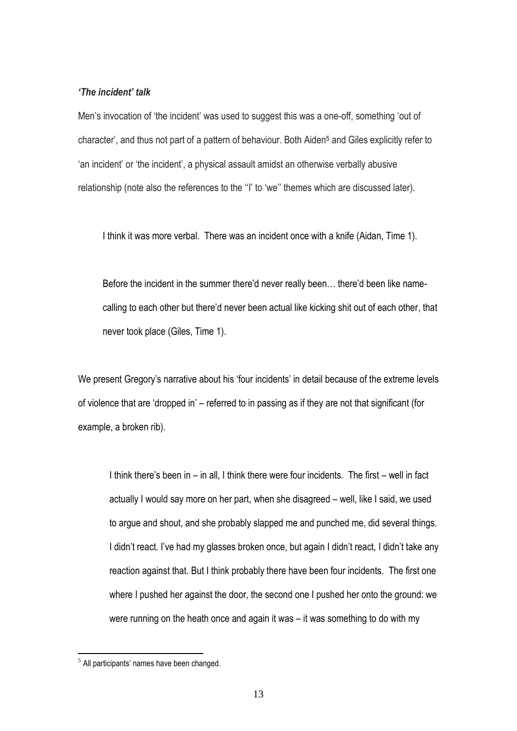### *'The incident' talk*

Men's invocation of 'the incident' was used to suggest this was a one-off, something 'out of character', and thus not part of a pattern of behaviour. Both Aiden[5] and Giles explicitly refer to 'an incident' or 'the incident', a physical assault amidst an otherwise verbally abusive relationship (note also the references to the ''I' to 'we'' themes which are discussed later).

> I think it was more verbal. There was an incident once with a knife (Aidan, Time 1).

> Before the incident in the summer there'd never really been… there'd been like name-calling to each other but there'd never been actual like kicking shit out of each other, that never took place (Giles, Time 1).

We present Gregory's narrative about his 'four incidents' in detail because of the extreme levels of violence that are 'dropped in' – referred to in passing as if they are not that significant (for example, a broken rib).

> I think there's been in – in all, I think there were four incidents. The first – well in fact actually I would say more on her part, when she disagreed – well, like I said, we used to argue and shout, and she probably slapped me and punched me, did several things. I didn't react. I've had my glasses broken once, but again I didn't react, I didn't take any reaction against that. But I think probably there have been four incidents. The first one where I pushed her against the door, the second one I pushed her onto the ground: we were running on the heath once and again it was – it was something to do with my

[5] All participants' names have been changed.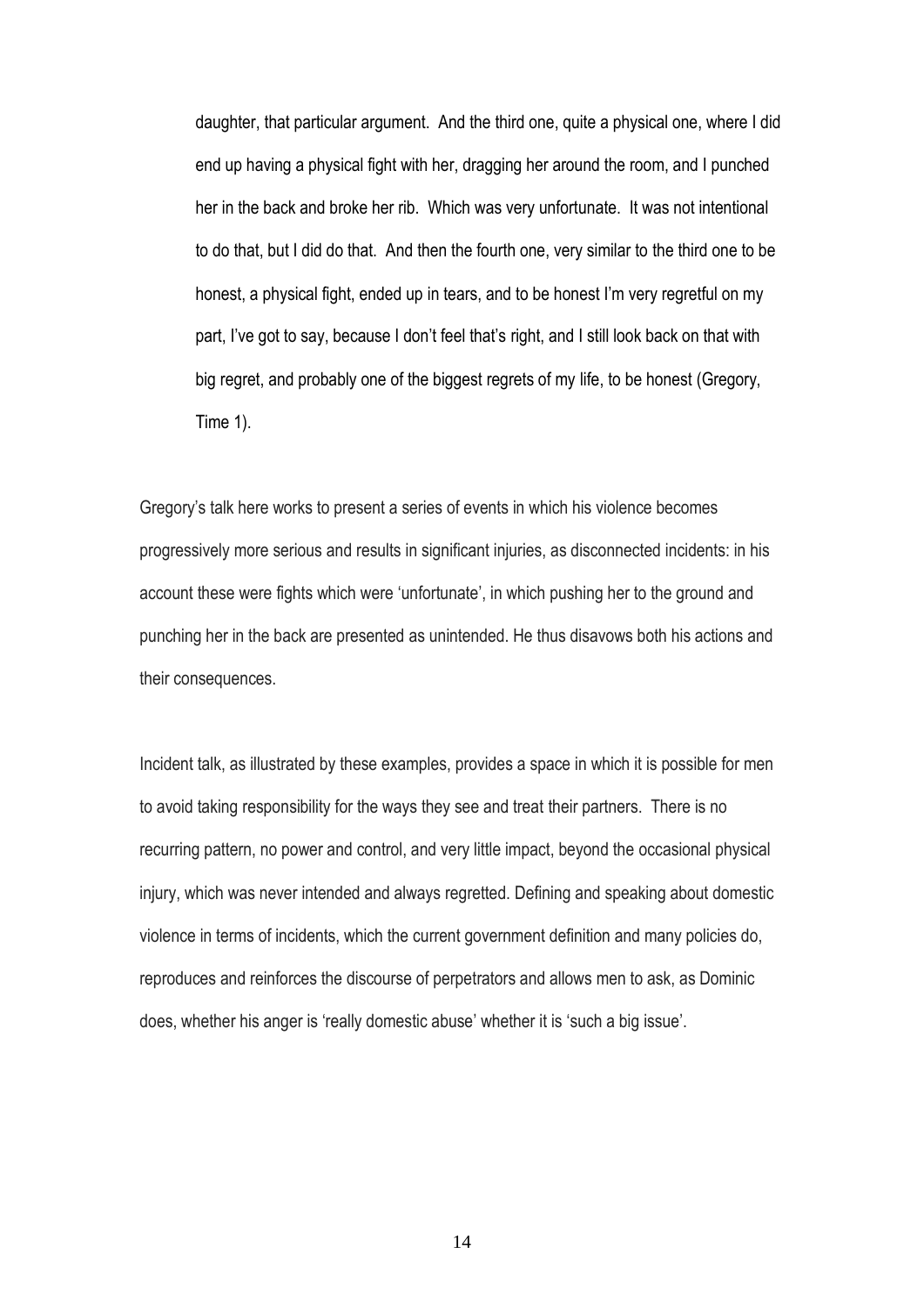> daughter, that particular argument. And the third one, quite a physical one, where I did end up having a physical fight with her, dragging her around the room, and I punched her in the back and broke her rib. Which was very unfortunate. It was not intentional to do that, but I did do that. And then the fourth one, very similar to the third one to be honest, a physical fight, ended up in tears, and to be honest I'm very regretful on my part, I've got to say, because I don't feel that's right, and I still look back on that with big regret, and probably one of the biggest regrets of my life, to be honest (Gregory, Time 1).

Gregory's talk here works to present a series of events in which his violence becomes progressively more serious and results in significant injuries, as disconnected incidents: in his account these were fights which were 'unfortunate', in which pushing her to the ground and punching her in the back are presented as unintended. He thus disavows both his actions and their consequences.

Incident talk, as illustrated by these examples, provides a space in which it is possible for men to avoid taking responsibility for the ways they see and treat their partners. There is no recurring pattern, no power and control, and very little impact, beyond the occasional physical injury, which was never intended and always regretted. Defining and speaking about domestic violence in terms of incidents, which the current government definition and many policies do, reproduces and reinforces the discourse of perpetrators and allows men to ask, as Dominic does, whether his anger is 'really domestic abuse' whether it is 'such a big issue'.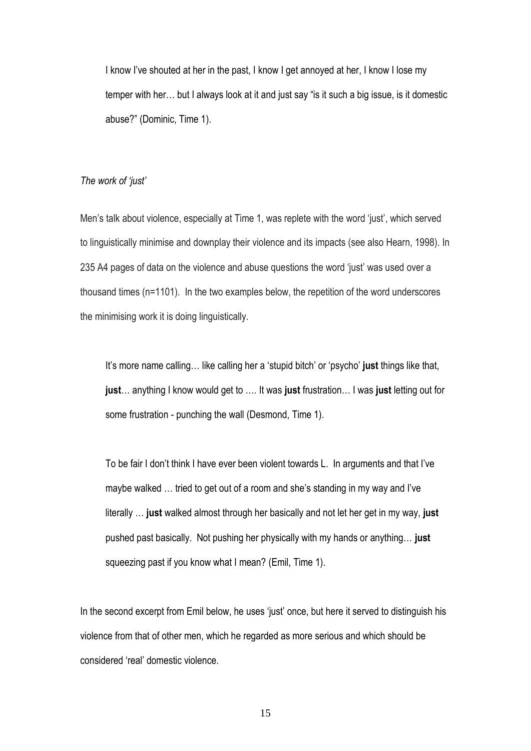> I know I've shouted at her in the past, I know I get annoyed at her, I know I lose my temper with her… but I always look at it and just say "is it such a big issue, is it domestic abuse?" (Dominic, Time 1).

*The work of 'just'*

Men's talk about violence, especially at Time 1, was replete with the word 'just', which served to linguistically minimise and downplay their violence and its impacts (see also Hearn, 1998). In 235 A4 pages of data on the violence and abuse questions the word 'just' was used over a thousand times (n=1101). In the two examples below, the repetition of the word underscores the minimising work it is doing linguistically.

> It's more name calling… like calling her a 'stupid bitch' or 'psycho' **just** things like that, **just**… anything I know would get to …. It was **just** frustration… I was **just** letting out for some frustration - punching the wall (Desmond, Time 1).

> To be fair I don't think I have ever been violent towards L. In arguments and that I've maybe walked … tried to get out of a room and she's standing in my way and I've literally … **just** walked almost through her basically and not let her get in my way, **just** pushed past basically. Not pushing her physically with my hands or anything… **just** squeezing past if you know what I mean? (Emil, Time 1).

In the second excerpt from Emil below, he uses 'just' once, but here it served to distinguish his violence from that of other men, which he regarded as more serious and which should be considered 'real' domestic violence.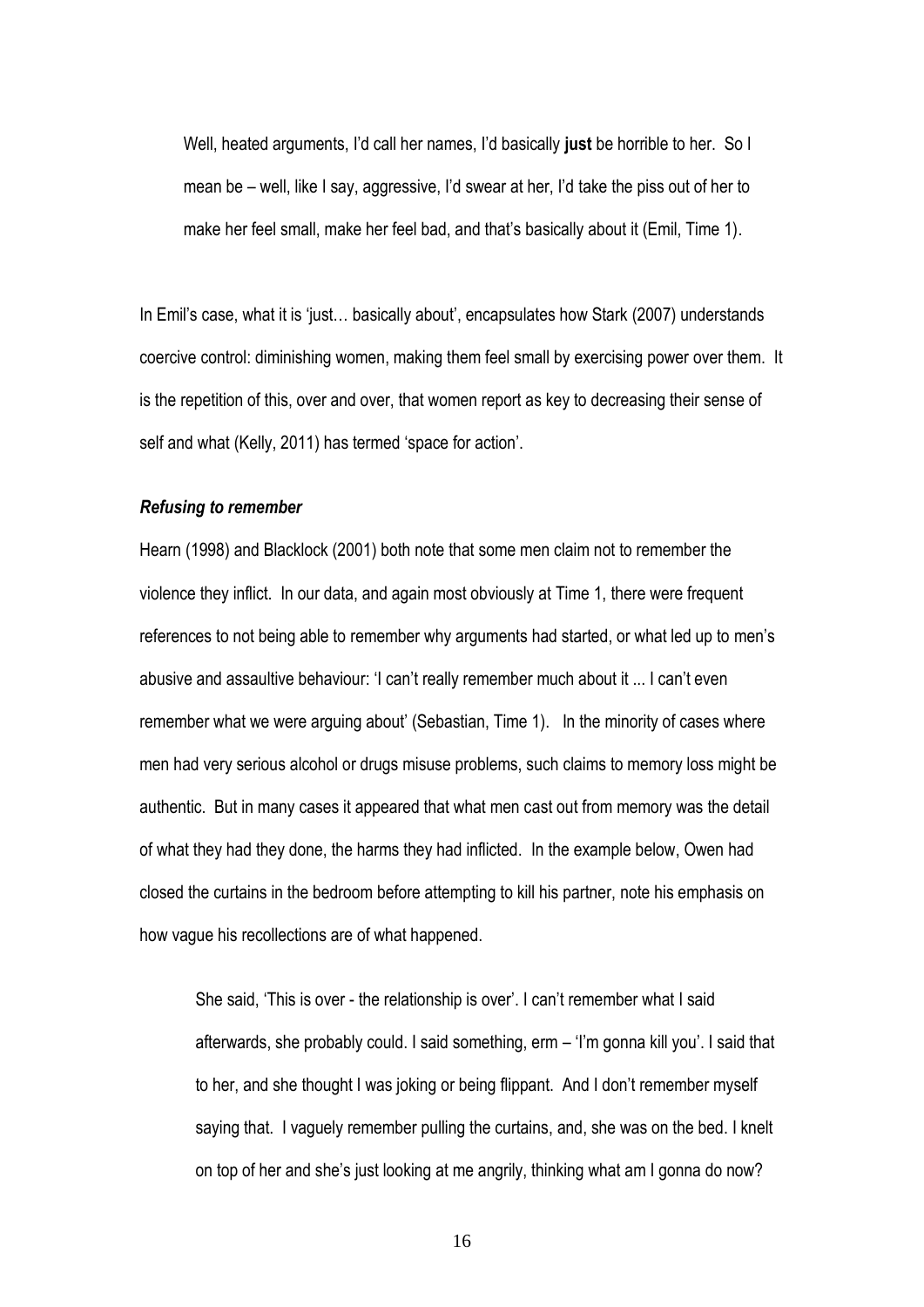> Well, heated arguments, I'd call her names, I'd basically **just** be horrible to her. So I mean be – well, like I say, aggressive, I'd swear at her, I'd take the piss out of her to make her feel small, make her feel bad, and that's basically about it (Emil, Time 1).

In Emil's case, what it is 'just… basically about', encapsulates how Stark (2007) understands coercive control: diminishing women, making them feel small by exercising power over them. It is the repetition of this, over and over, that women report as key to decreasing their sense of self and what (Kelly, 2011) has termed 'space for action'.

#### ***Refusing to remember***

Hearn (1998) and Blacklock (2001) both note that some men claim not to remember the violence they inflict. In our data, and again most obviously at Time 1, there were frequent references to not being able to remember why arguments had started, or what led up to men's abusive and assaultive behaviour: 'I can't really remember much about it ... I can't even remember what we were arguing about' (Sebastian, Time 1). In the minority of cases where men had very serious alcohol or drugs misuse problems, such claims to memory loss might be authentic. But in many cases it appeared that what men cast out from memory was the detail of what they had they done, the harms they had inflicted. In the example below, Owen had closed the curtains in the bedroom before attempting to kill his partner, note his emphasis on how vague his recollections are of what happened.

> She said, 'This is over - the relationship is over'. I can't remember what I said afterwards, she probably could. I said something, erm – 'I'm gonna kill you'. I said that to her, and she thought I was joking or being flippant. And I don't remember myself saying that. I vaguely remember pulling the curtains, and, she was on the bed. I knelt on top of her and she's just looking at me angrily, thinking what am I gonna do now?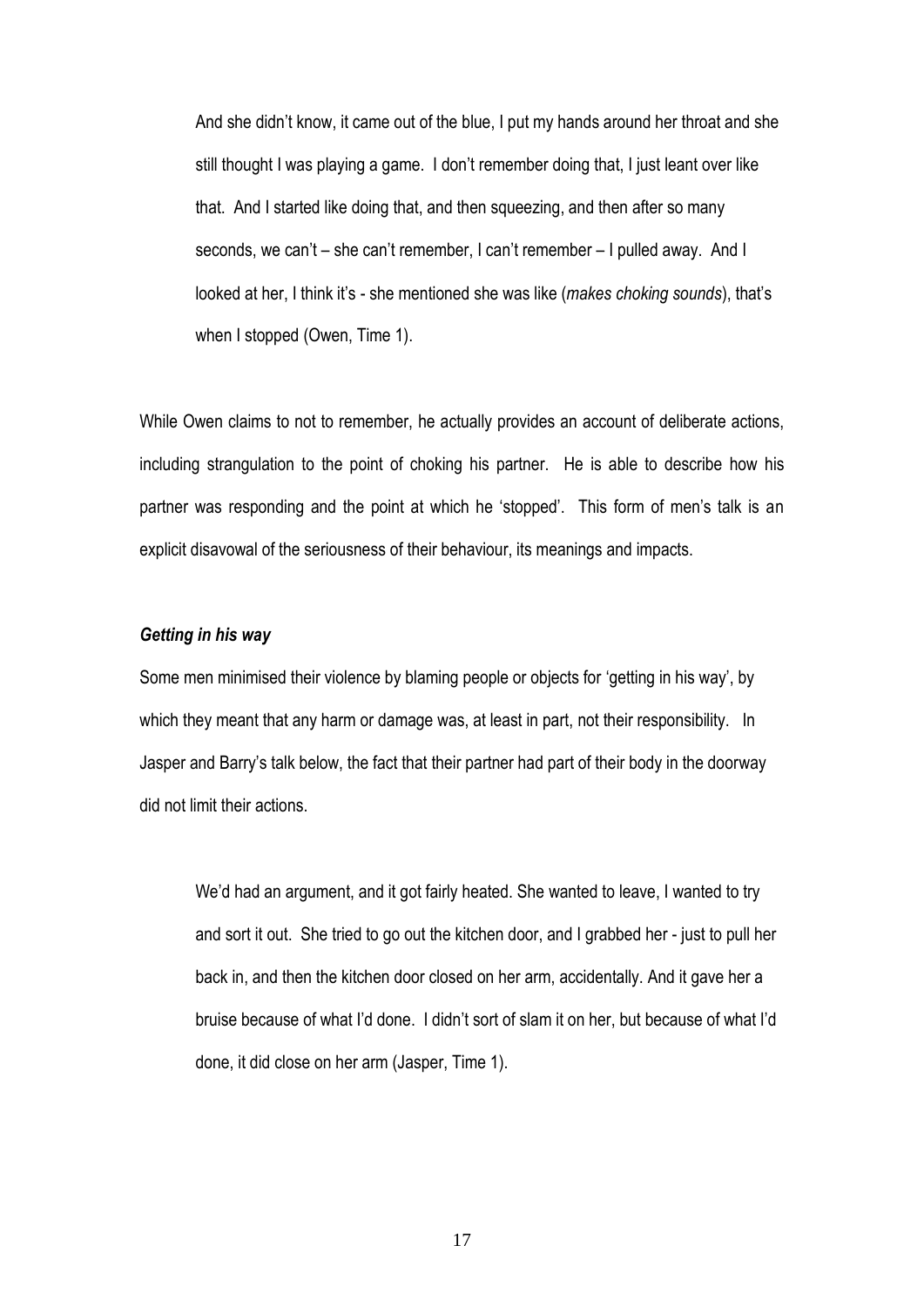> And she didn't know, it came out of the blue, I put my hands around her throat and she still thought I was playing a game. I don't remember doing that, I just leant over like that. And I started like doing that, and then squeezing, and then after so many seconds, we can't – she can't remember, I can't remember – I pulled away. And I looked at her, I think it's - she mentioned she was like (*makes choking sounds*), that's when I stopped (Owen, Time 1).

While Owen claims to not to remember, he actually provides an account of deliberate actions, including strangulation to the point of choking his partner. He is able to describe how his partner was responding and the point at which he 'stopped'. This form of men's talk is an explicit disavowal of the seriousness of their behaviour, its meanings and impacts.

### *Getting in his way*

Some men minimised their violence by blaming people or objects for 'getting in his way', by which they meant that any harm or damage was, at least in part, not their responsibility. In Jasper and Barry's talk below, the fact that their partner had part of their body in the doorway did not limit their actions.

> We'd had an argument, and it got fairly heated. She wanted to leave, I wanted to try and sort it out. She tried to go out the kitchen door, and I grabbed her - just to pull her back in, and then the kitchen door closed on her arm, accidentally. And it gave her a bruise because of what I'd done. I didn't sort of slam it on her, but because of what I'd done, it did close on her arm (Jasper, Time 1).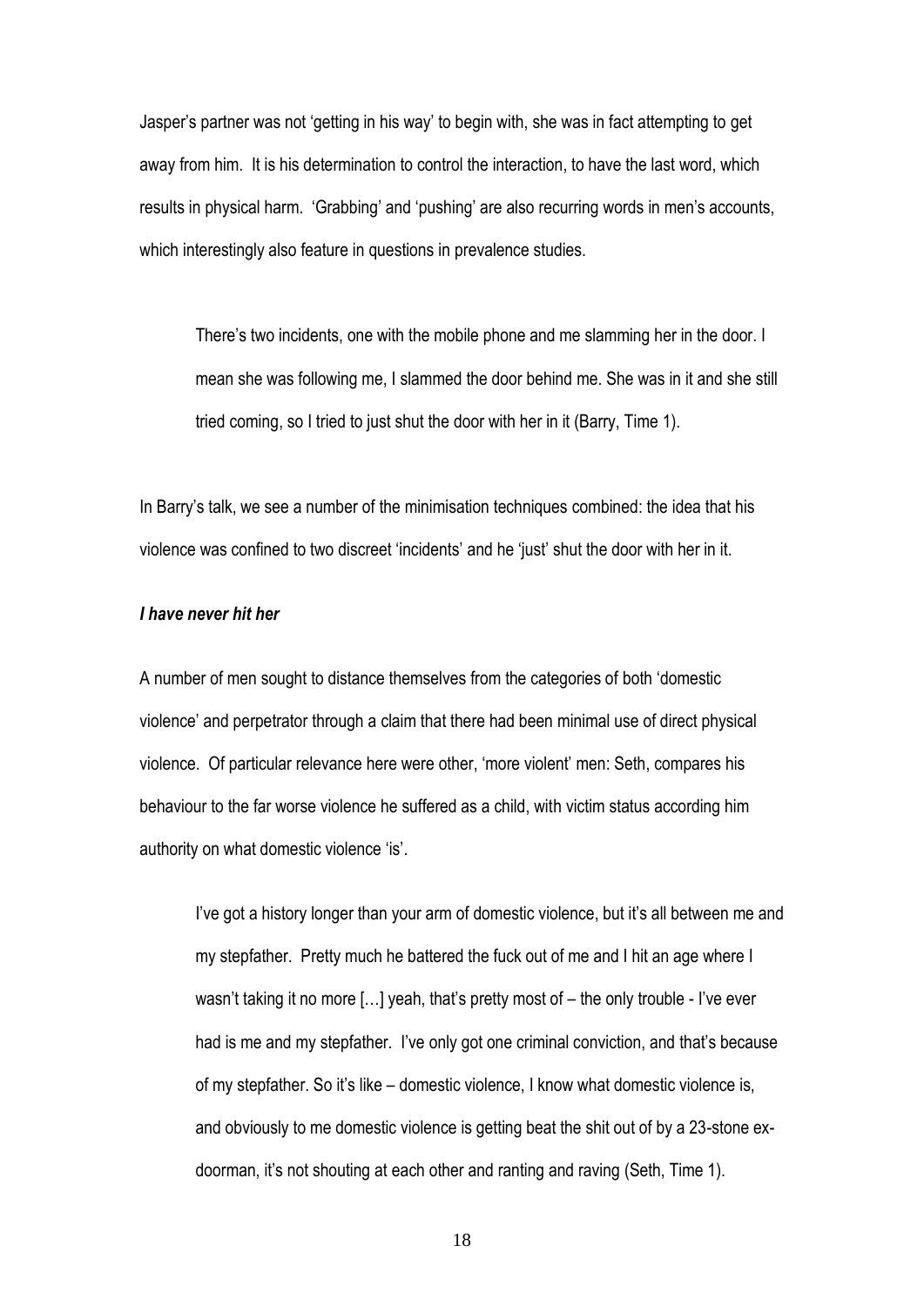Jasper's partner was not 'getting in his way' to begin with, she was in fact attempting to get away from him. It is his determination to control the interaction, to have the last word, which results in physical harm. 'Grabbing' and 'pushing' are also recurring words in men's accounts, which interestingly also feature in questions in prevalence studies.

> There's two incidents, one with the mobile phone and me slamming her in the door. I mean she was following me, I slammed the door behind me. She was in it and she still tried coming, so I tried to just shut the door with her in it (Barry, Time 1).

In Barry's talk, we see a number of the minimisation techniques combined: the idea that his violence was confined to two discreet 'incidents' and he 'just' shut the door with her in it.

***I have never hit her***

A number of men sought to distance themselves from the categories of both 'domestic violence' and perpetrator through a claim that there had been minimal use of direct physical violence. Of particular relevance here were other, 'more violent' men: Seth, compares his behaviour to the far worse violence he suffered as a child, with victim status according him authority on what domestic violence 'is'.

> I've got a history longer than your arm of domestic violence, but it's all between me and my stepfather. Pretty much he battered the fuck out of me and I hit an age where I wasn't taking it no more […] yeah, that's pretty most of – the only trouble - I've ever had is me and my stepfather. I've only got one criminal conviction, and that's because of my stepfather. So it's like – domestic violence, I know what domestic violence is, and obviously to me domestic violence is getting beat the shit out of by a 23-stone ex-doorman, it's not shouting at each other and ranting and raving (Seth, Time 1).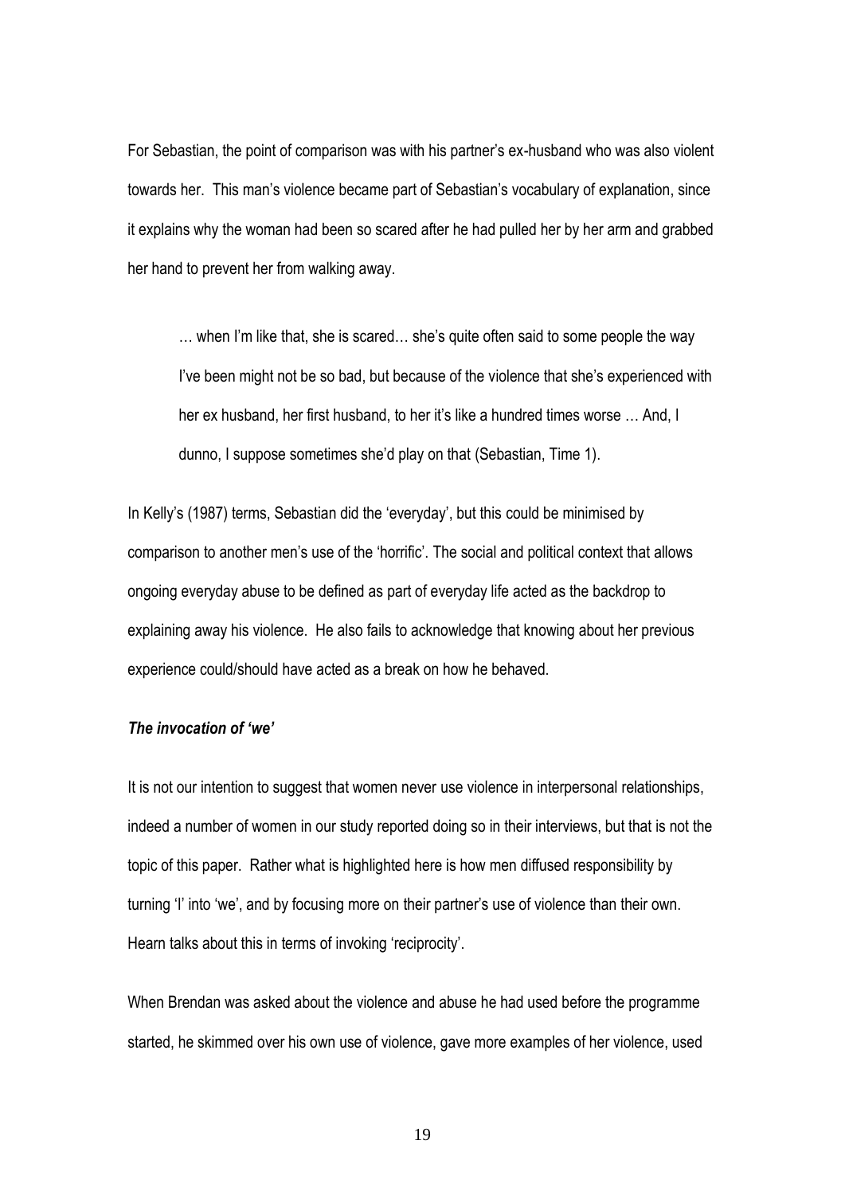For Sebastian, the point of comparison was with his partner's ex-husband who was also violent towards her. This man's violence became part of Sebastian's vocabulary of explanation, since it explains why the woman had been so scared after he had pulled her by her arm and grabbed her hand to prevent her from walking away.

> … when I'm like that, she is scared… she's quite often said to some people the way I've been might not be so bad, but because of the violence that she's experienced with her ex husband, her first husband, to her it's like a hundred times worse … And, I dunno, I suppose sometimes she'd play on that (Sebastian, Time 1).

In Kelly's (1987) terms, Sebastian did the 'everyday', but this could be minimised by comparison to another men's use of the 'horrific'. The social and political context that allows ongoing everyday abuse to be defined as part of everyday life acted as the backdrop to explaining away his violence. He also fails to acknowledge that knowing about her previous experience could/should have acted as a break on how he behaved.

### *The invocation of 'we'*

It is not our intention to suggest that women never use violence in interpersonal relationships, indeed a number of women in our study reported doing so in their interviews, but that is not the topic of this paper. Rather what is highlighted here is how men diffused responsibility by turning 'I' into 'we', and by focusing more on their partner's use of violence than their own. Hearn talks about this in terms of invoking 'reciprocity'.

When Brendan was asked about the violence and abuse he had used before the programme started, he skimmed over his own use of violence, gave more examples of her violence, used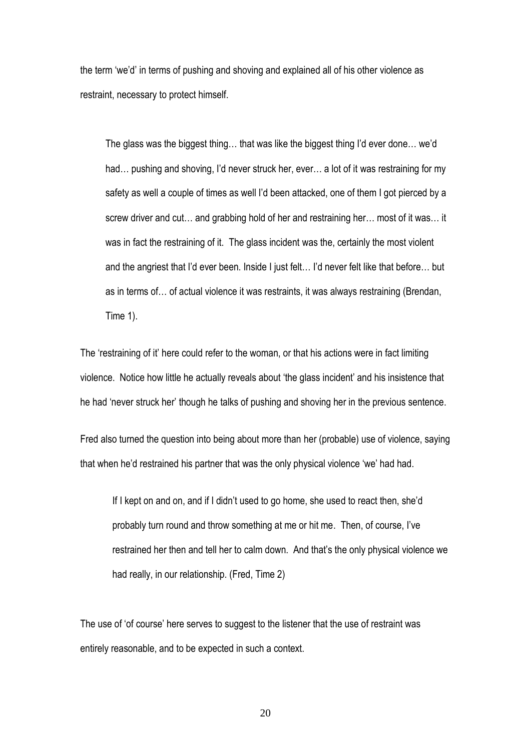the term 'we'd' in terms of pushing and shoving and explained all of his other violence as restraint, necessary to protect himself.

> The glass was the biggest thing… that was like the biggest thing I'd ever done… we'd had… pushing and shoving, I'd never struck her, ever… a lot of it was restraining for my safety as well a couple of times as well I'd been attacked, one of them I got pierced by a screw driver and cut… and grabbing hold of her and restraining her… most of it was… it was in fact the restraining of it. The glass incident was the, certainly the most violent and the angriest that I'd ever been. Inside I just felt… I'd never felt like that before… but as in terms of… of actual violence it was restraints, it was always restraining (Brendan, Time 1).

The 'restraining of it' here could refer to the woman, or that his actions were in fact limiting violence. Notice how little he actually reveals about 'the glass incident' and his insistence that he had 'never struck her' though he talks of pushing and shoving her in the previous sentence.

Fred also turned the question into being about more than her (probable) use of violence, saying that when he'd restrained his partner that was the only physical violence 'we' had had.

> If I kept on and on, and if I didn't used to go home, she used to react then, she'd probably turn round and throw something at me or hit me. Then, of course, I've restrained her then and tell her to calm down. And that's the only physical violence we had really, in our relationship. (Fred, Time 2)

The use of 'of course' here serves to suggest to the listener that the use of restraint was entirely reasonable, and to be expected in such a context.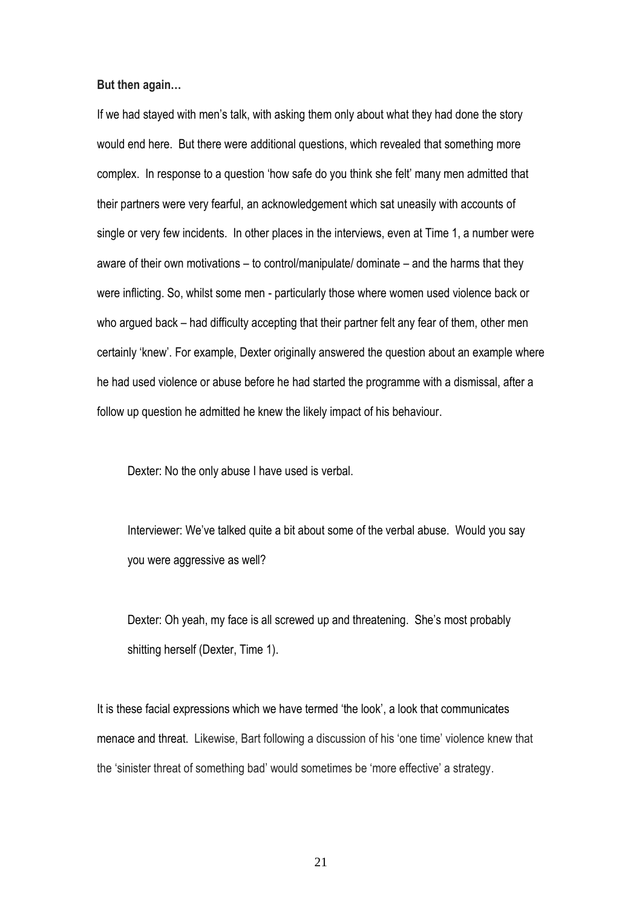**But then again…**

If we had stayed with men's talk, with asking them only about what they had done the story would end here. But there were additional questions, which revealed that something more complex. In response to a question 'how safe do you think she felt' many men admitted that their partners were very fearful, an acknowledgement which sat uneasily with accounts of single or very few incidents. In other places in the interviews, even at Time 1, a number were aware of their own motivations – to control/manipulate/ dominate – and the harms that they were inflicting. So, whilst some men - particularly those where women used violence back or who argued back – had difficulty accepting that their partner felt any fear of them, other men certainly 'knew'. For example, Dexter originally answered the question about an example where he had used violence or abuse before he had started the programme with a dismissal, after a follow up question he admitted he knew the likely impact of his behaviour.

> Dexter: No the only abuse I have used is verbal.
>
> Interviewer: We've talked quite a bit about some of the verbal abuse. Would you say you were aggressive as well?
>
> Dexter: Oh yeah, my face is all screwed up and threatening. She's most probably shitting herself (Dexter, Time 1).

It is these facial expressions which we have termed 'the look', a look that communicates menace and threat. Likewise, Bart following a discussion of his 'one time' violence knew that the 'sinister threat of something bad' would sometimes be 'more effective' a strategy.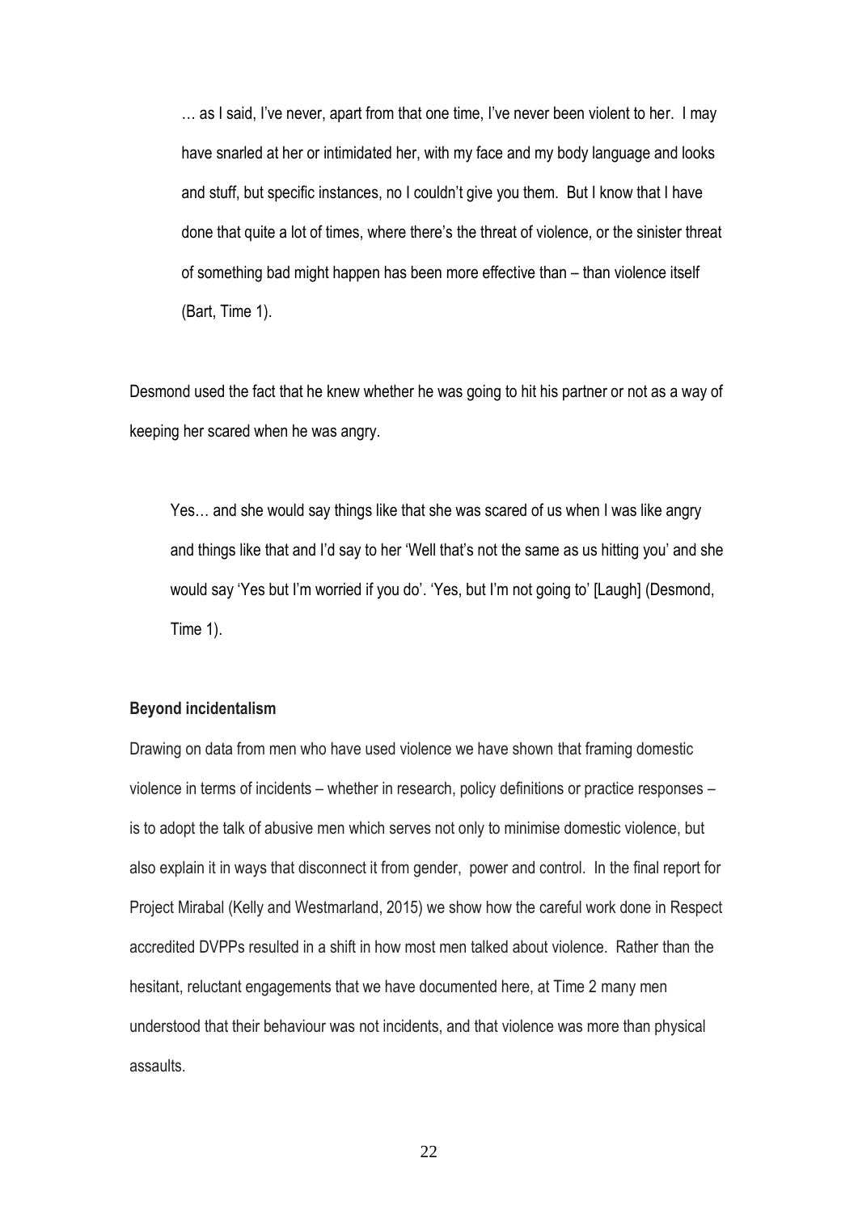> … as I said, I've never, apart from that one time, I've never been violent to her. I may have snarled at her or intimidated her, with my face and my body language and looks and stuff, but specific instances, no I couldn't give you them. But I know that I have done that quite a lot of times, where there's the threat of violence, or the sinister threat of something bad might happen has been more effective than – than violence itself (Bart, Time 1).

Desmond used the fact that he knew whether he was going to hit his partner or not as a way of keeping her scared when he was angry.

> Yes… and she would say things like that she was scared of us when I was like angry and things like that and I'd say to her 'Well that's not the same as us hitting you' and she would say 'Yes but I'm worried if you do'. 'Yes, but I'm not going to' [Laugh] (Desmond, Time 1).

**Beyond incidentalism**

Drawing on data from men who have used violence we have shown that framing domestic violence in terms of incidents – whether in research, policy definitions or practice responses – is to adopt the talk of abusive men which serves not only to minimise domestic violence, but also explain it in ways that disconnect it from gender, power and control. In the final report for Project Mirabal (Kelly and Westmarland, 2015) we show how the careful work done in Respect accredited DVPPs resulted in a shift in how most men talked about violence. Rather than the hesitant, reluctant engagements that we have documented here, at Time 2 many men understood that their behaviour was not incidents, and that violence was more than physical assaults.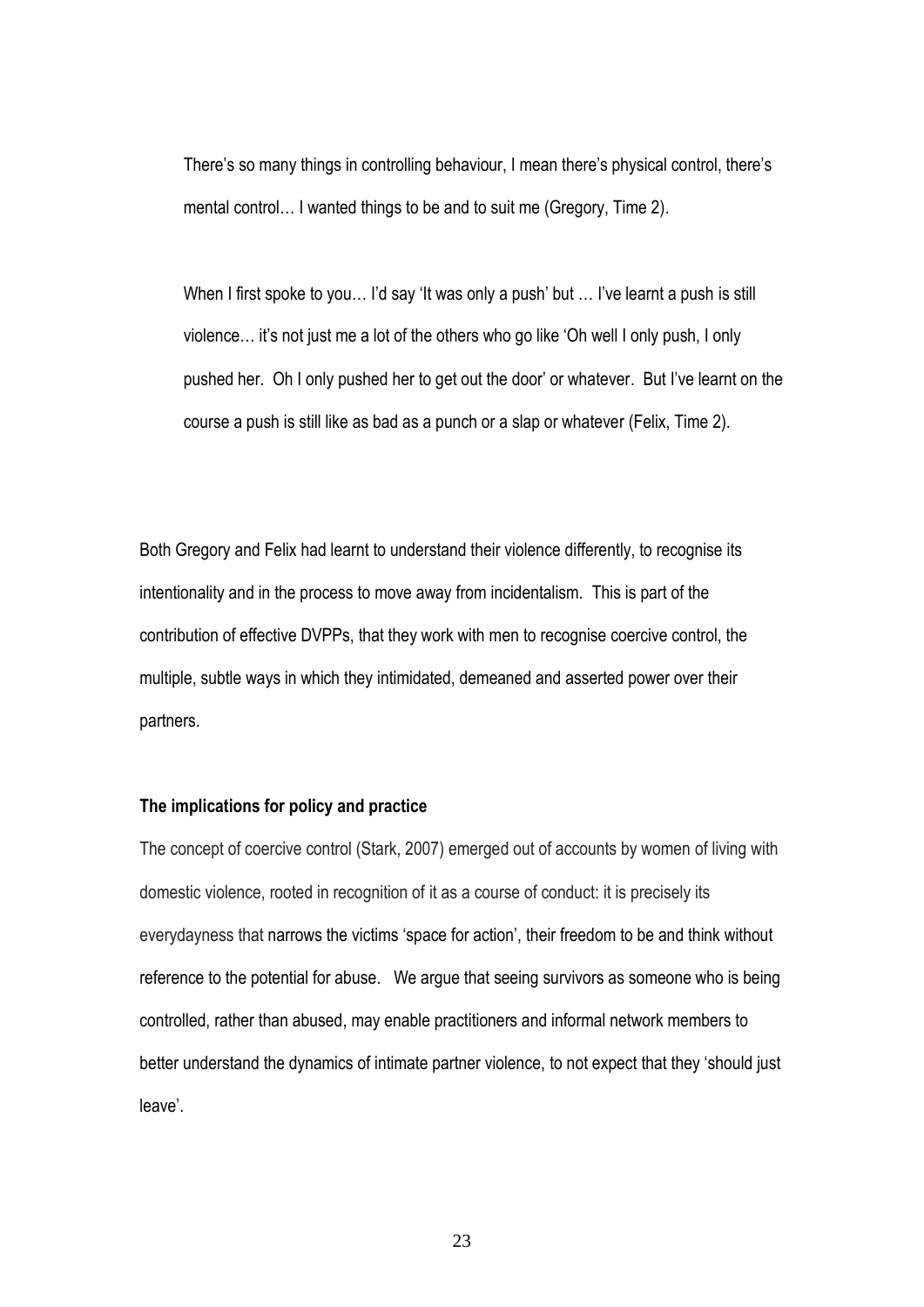> There's so many things in controlling behaviour, I mean there's physical control, there's mental control… I wanted things to be and to suit me (Gregory, Time 2).

> When I first spoke to you… I'd say 'It was only a push' but … I've learnt a push is still violence… it's not just me a lot of the others who go like 'Oh well I only push, I only pushed her. Oh I only pushed her to get out the door' or whatever. But I've learnt on the course a push is still like as bad as a punch or a slap or whatever (Felix, Time 2).

Both Gregory and Felix had learnt to understand their violence differently, to recognise its intentionality and in the process to move away from incidentalism. This is part of the contribution of effective DVPPs, that they work with men to recognise coercive control, the multiple, subtle ways in which they intimidated, demeaned and asserted power over their partners.

**The implications for policy and practice**

The concept of coercive control (Stark, 2007) emerged out of accounts by women of living with domestic violence, rooted in recognition of it as a course of conduct: it is precisely its everydayness that narrows the victims 'space for action', their freedom to be and think without reference to the potential for abuse. We argue that seeing survivors as someone who is being controlled, rather than abused, may enable practitioners and informal network members to better understand the dynamics of intimate partner violence, to not expect that they 'should just leave'.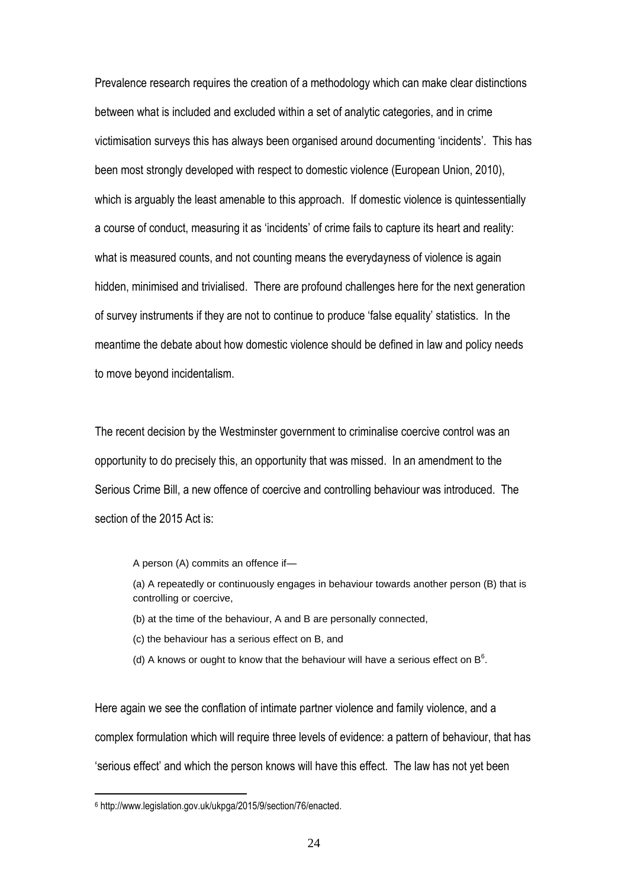Prevalence research requires the creation of a methodology which can make clear distinctions between what is included and excluded within a set of analytic categories, and in crime victimisation surveys this has always been organised around documenting 'incidents'. This has been most strongly developed with respect to domestic violence (European Union, 2010), which is arguably the least amenable to this approach. If domestic violence is quintessentially a course of conduct, measuring it as 'incidents' of crime fails to capture its heart and reality: what is measured counts, and not counting means the everydayness of violence is again hidden, minimised and trivialised. There are profound challenges here for the next generation of survey instruments if they are not to continue to produce 'false equality' statistics. In the meantime the debate about how domestic violence should be defined in law and policy needs to move beyond incidentalism.

The recent decision by the Westminster government to criminalise coercive control was an opportunity to do precisely this, an opportunity that was missed. In an amendment to the Serious Crime Bill, a new offence of coercive and controlling behaviour was introduced. The section of the 2015 Act is:

> A person (A) commits an offence if—
>
> (a) A repeatedly or continuously engages in behaviour towards another person (B) that is controlling or coercive,
>
> (b) at the time of the behaviour, A and B are personally connected,
>
> (c) the behaviour has a serious effect on B, and
>
> (d) A knows or ought to know that the behaviour will have a serious effect on B[6].

Here again we see the conflation of intimate partner violence and family violence, and a complex formulation which will require three levels of evidence: a pattern of behaviour, that has 'serious effect' and which the person knows will have this effect. The law has not yet been

---

[6] http://www.legislation.gov.uk/ukpga/2015/9/section/76/enacted.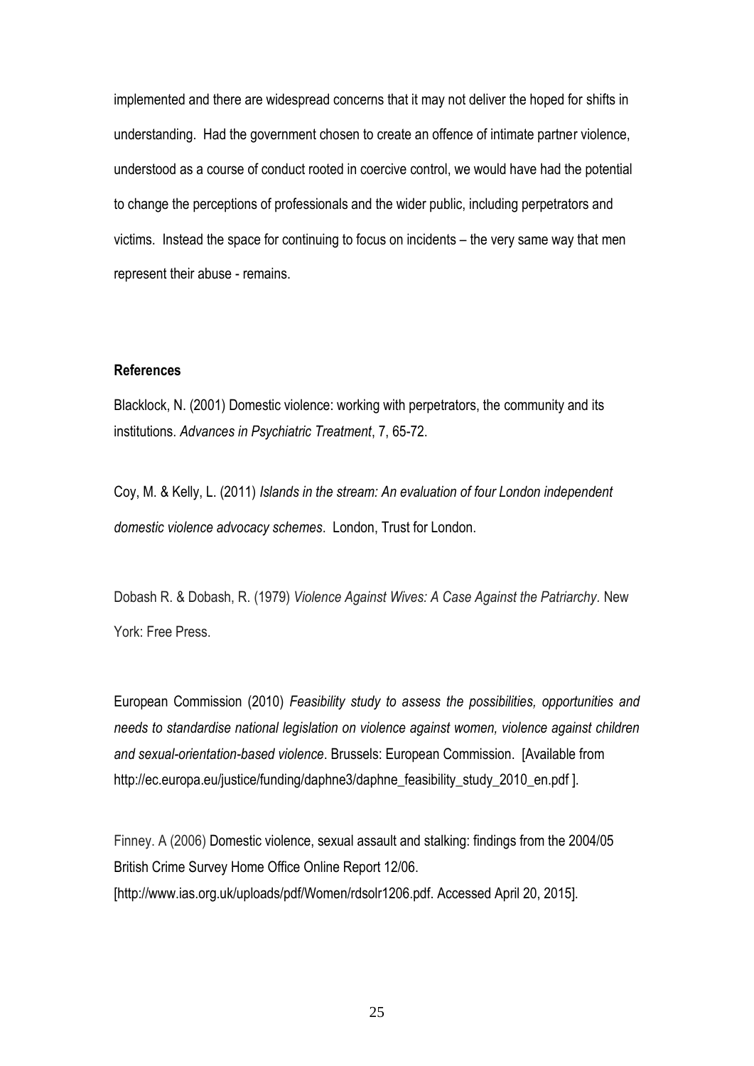implemented and there are widespread concerns that it may not deliver the hoped for shifts in understanding. Had the government chosen to create an offence of intimate partner violence, understood as a course of conduct rooted in coercive control, we would have had the potential to change the perceptions of professionals and the wider public, including perpetrators and victims. Instead the space for continuing to focus on incidents – the very same way that men represent their abuse - remains.

**References**

Blacklock, N. (2001) Domestic violence: working with perpetrators, the community and its institutions. *Advances in Psychiatric Treatment*, 7, 65-72.

Coy, M. & Kelly, L. (2011) *Islands in the stream: An evaluation of four London independent domestic violence advocacy schemes*. London, Trust for London.

Dobash R. & Dobash, R. (1979) *Violence Against Wives: A Case Against the Patriarchy*. New York: Free Press.

European Commission (2010) *Feasibility study to assess the possibilities, opportunities and needs to standardise national legislation on violence against women, violence against children and sexual-orientation-based violence*. Brussels: European Commission. [Available from http://ec.europa.eu/justice/funding/daphne3/daphne_feasibility_study_2010_en.pdf ].

Finney. A (2006) Domestic violence, sexual assault and stalking: findings from the 2004/05 British Crime Survey Home Office Online Report 12/06. [http://www.ias.org.uk/uploads/pdf/Women/rdsolr1206.pdf. Accessed April 20, 2015].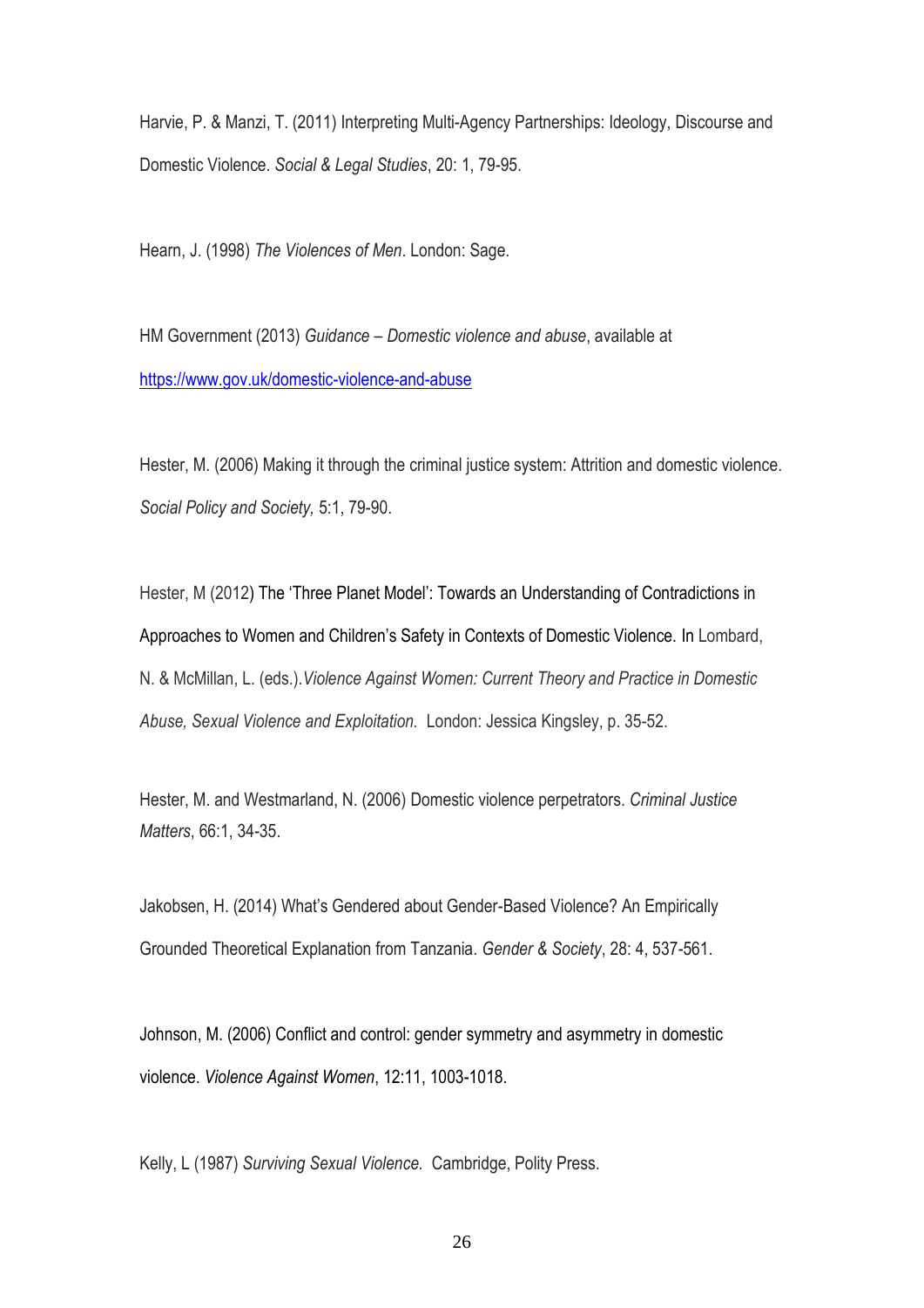Harvie, P. & Manzi, T. (2011) Interpreting Multi-Agency Partnerships: Ideology, Discourse and Domestic Violence. *Social & Legal Studies*, 20: 1, 79-95.

Hearn, J. (1998) *The Violences of Men*. London: Sage.

HM Government (2013) *Guidance – Domestic violence and abuse*, available at https://www.gov.uk/domestic-violence-and-abuse

Hester, M. (2006) Making it through the criminal justice system: Attrition and domestic violence. *Social Policy and Society,* 5:1, 79-90.

Hester, M (2012) The 'Three Planet Model': Towards an Understanding of Contradictions in Approaches to Women and Children's Safety in Contexts of Domestic Violence. In Lombard, N. & McMillan, L. (eds.).*Violence Against Women: Current Theory and Practice in Domestic Abuse, Sexual Violence and Exploitation.* London: Jessica Kingsley, p. 35-52.

Hester, M. and Westmarland, N. (2006) Domestic violence perpetrators. *Criminal Justice Matters*, 66:1, 34-35.

Jakobsen, H. (2014) What's Gendered about Gender-Based Violence? An Empirically Grounded Theoretical Explanation from Tanzania. *Gender & Society*, 28: 4, 537-561.

Johnson, M. (2006) Conflict and control: gender symmetry and asymmetry in domestic violence. *Violence Against Women*, 12:11, 1003-1018.

Kelly, L (1987) *Surviving Sexual Violence.* Cambridge, Polity Press.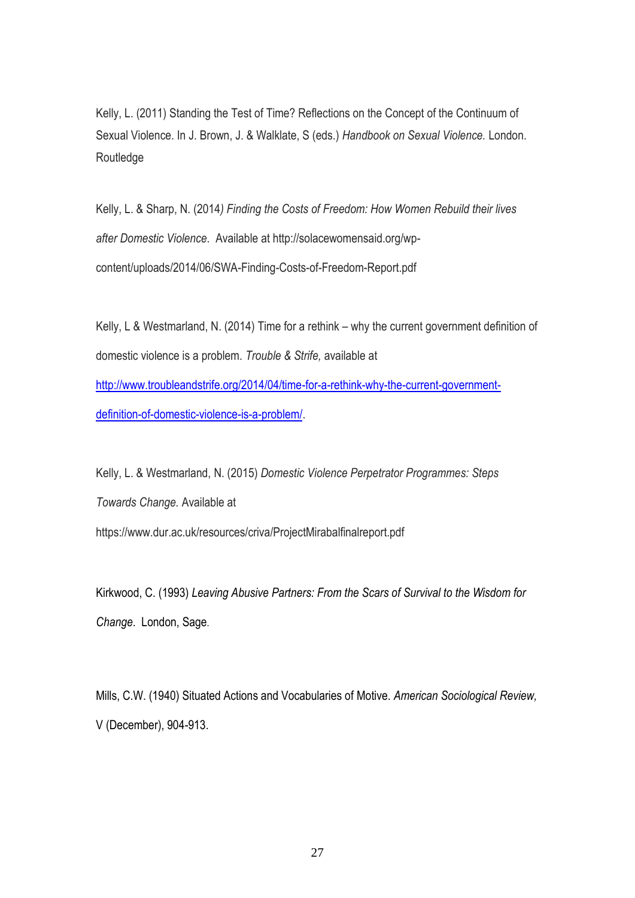Kelly, L. (2011) Standing the Test of Time? Reflections on the Concept of the Continuum of Sexual Violence. In J. Brown, J. & Walklate, S (eds.) *Handbook on Sexual Violence.* London. Routledge

Kelly, L. & Sharp, N. (2014*) Finding the Costs of Freedom: How Women Rebuild their lives after Domestic Violence.* Available at http://solacewomensaid.org/wp-content/uploads/2014/06/SWA-Finding-Costs-of-Freedom-Report.pdf

Kelly, L & Westmarland, N. (2014) Time for a rethink – why the current government definition of domestic violence is a problem. *Trouble & Strife,* available at [http://www.troubleandstrife.org/2014/04/time-for-a-rethink-why-the-current-government-definition-of-domestic-violence-is-a-problem/](http://www.troubleandstrife.org/2014/04/time-for-a-rethink-why-the-current-government-definition-of-domestic-violence-is-a-problem/).

Kelly, L. & Westmarland, N. (2015) *Domestic Violence Perpetrator Programmes: Steps Towards Change.* Available at https://www.dur.ac.uk/resources/criva/ProjectMirabalfinalreport.pdf

Kirkwood, C. (1993) *Leaving Abusive Partners: From the Scars of Survival to the Wisdom for Change*. London, Sage.

Mills, C.W. (1940) Situated Actions and Vocabularies of Motive. *American Sociological Review,* V (December), 904-913.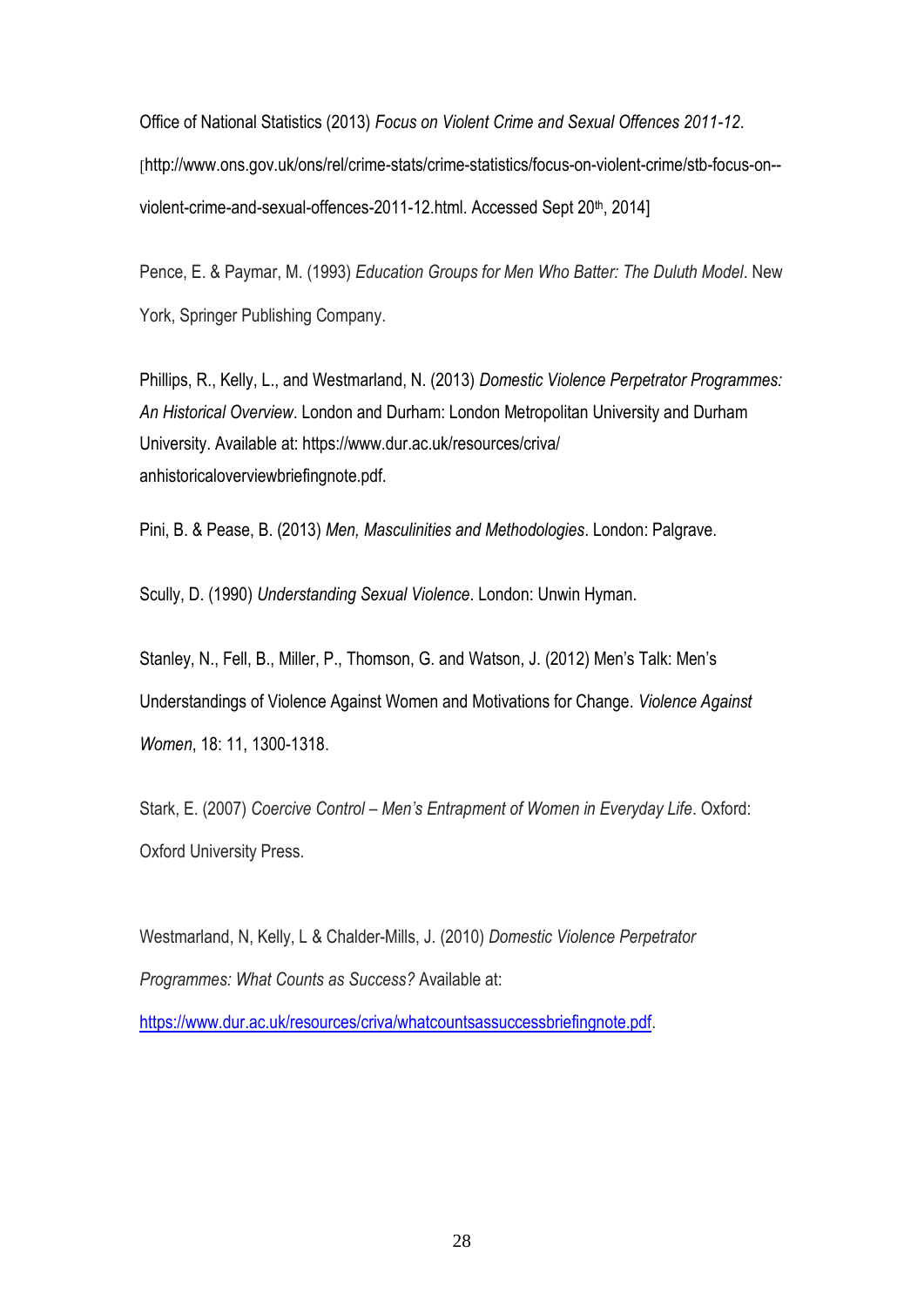Office of National Statistics (2013) *Focus on Violent Crime and Sexual Offences 2011-12*. [http://www.ons.gov.uk/ons/rel/crime-stats/crime-statistics/focus-on-violent-crime/stb-focus-on--violent-crime-and-sexual-offences-2011-12.html. Accessed Sept 20th, 2014]

Pence, E. & Paymar, M. (1993) *Education Groups for Men Who Batter: The Duluth Model*. New York, Springer Publishing Company.

Phillips, R., Kelly, L., and Westmarland, N. (2013) *Domestic Violence Perpetrator Programmes: An Historical Overview*. London and Durham: London Metropolitan University and Durham University. Available at: https://www.dur.ac.uk/resources/criva/anhistoricaloverviewbriefingnote.pdf.

Pini, B. & Pease, B. (2013) *Men, Masculinities and Methodologies*. London: Palgrave.

Scully, D. (1990) *Understanding Sexual Violence*. London: Unwin Hyman.

Stanley, N., Fell, B., Miller, P., Thomson, G. and Watson, J. (2012) Men's Talk: Men's Understandings of Violence Against Women and Motivations for Change. *Violence Against Women*, 18: 11, 1300-1318.

Stark, E. (2007) *Coercive Control – Men's Entrapment of Women in Everyday Life*. Oxford: Oxford University Press.

Westmarland, N, Kelly, L & Chalder-Mills, J. (2010) *Domestic Violence Perpetrator Programmes: What Counts as Success?* Available at: https://www.dur.ac.uk/resources/criva/whatcountsassuccessbriefingnote.pdf.